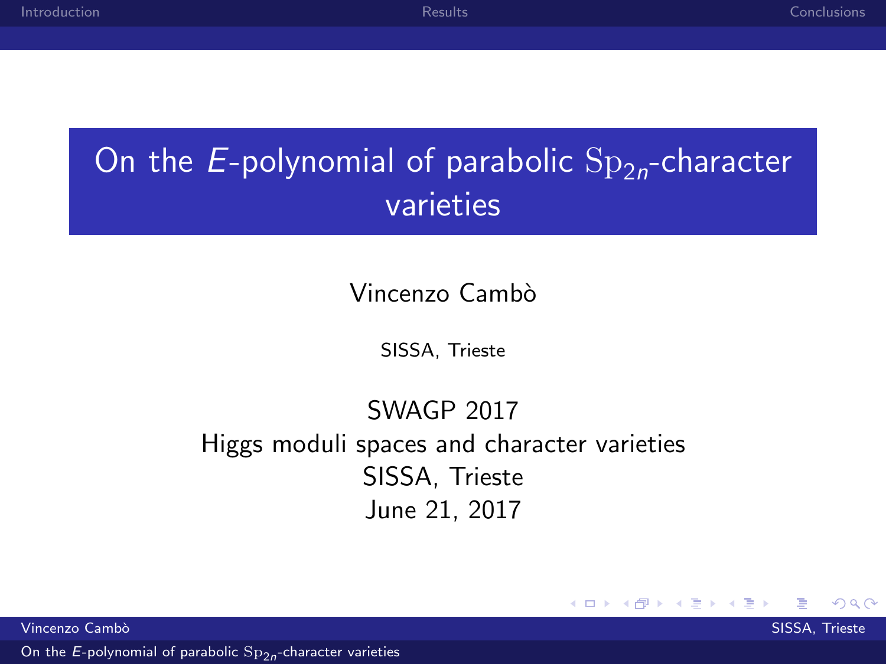# On the $E$-polynomial of parabolic $\mathrm{Sp}_{2n}$-character varieties

Vincenzo Cambò

SISSA, Trieste

SWAGP 2017
Higgs moduli spaces and character varieties
SISSA, Trieste
June 21, 2017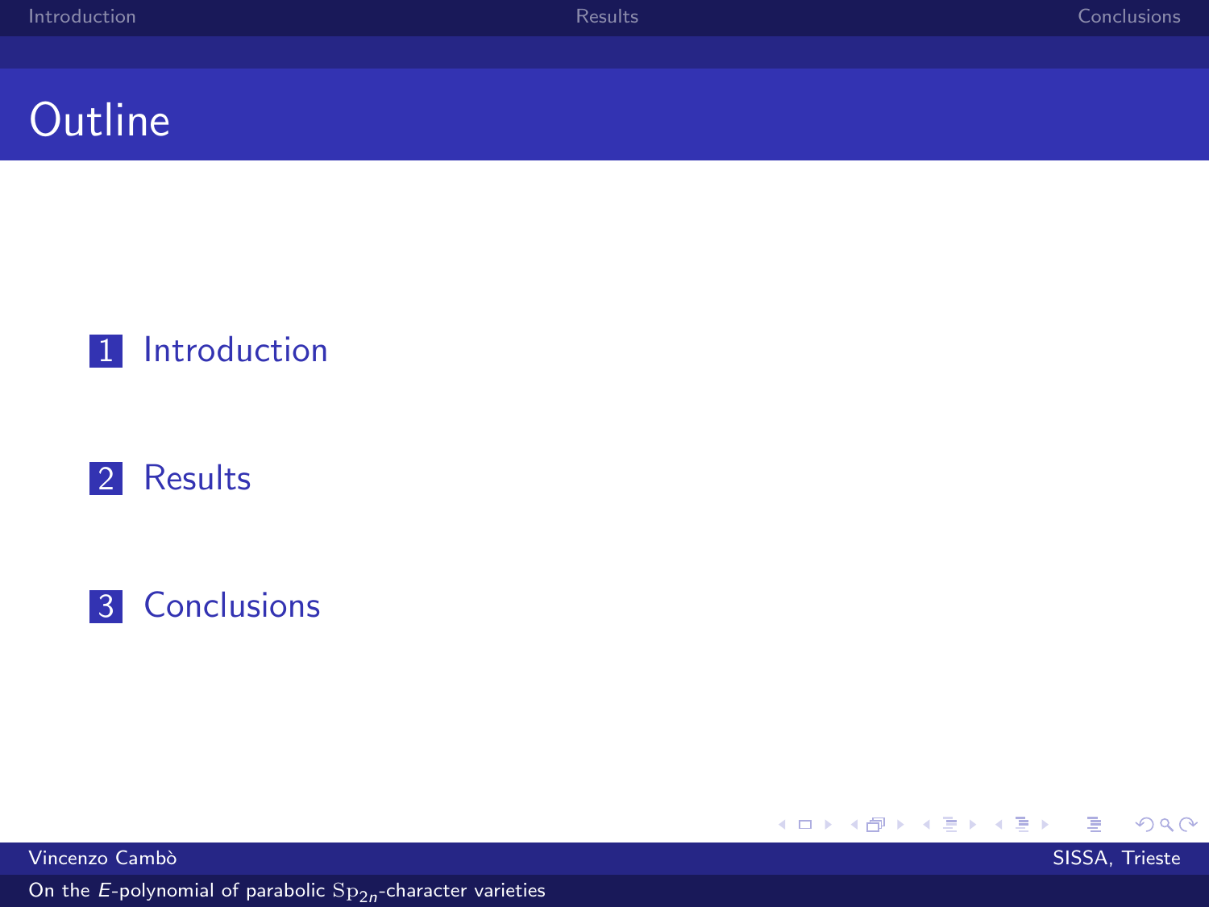# Outline

1. Introduction
2. Results
3. Conclusions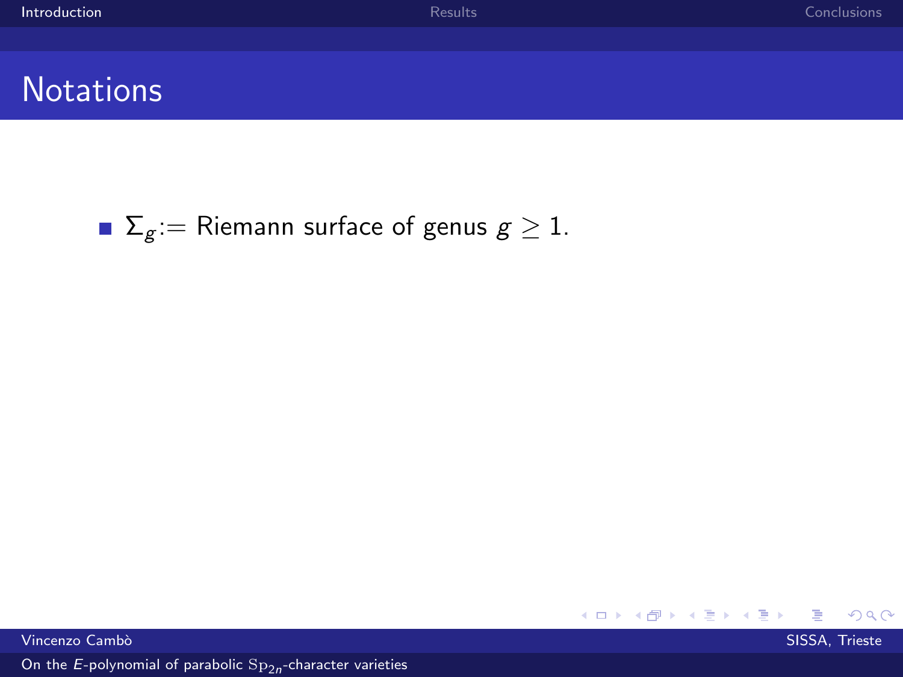# Notations

- $\Sigma_g :=$ Riemann surface of genus $g \geq 1$.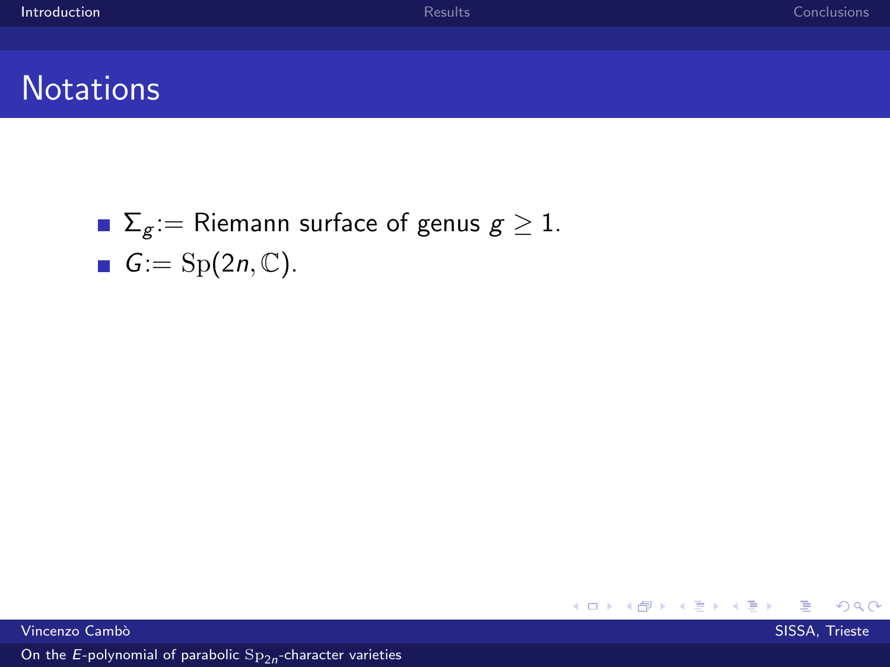# Notations

- $\Sigma_g$:= Riemann surface of genus $g \geq 1$.
- $G$:= $\mathrm{Sp}(2n, \mathbb{C})$.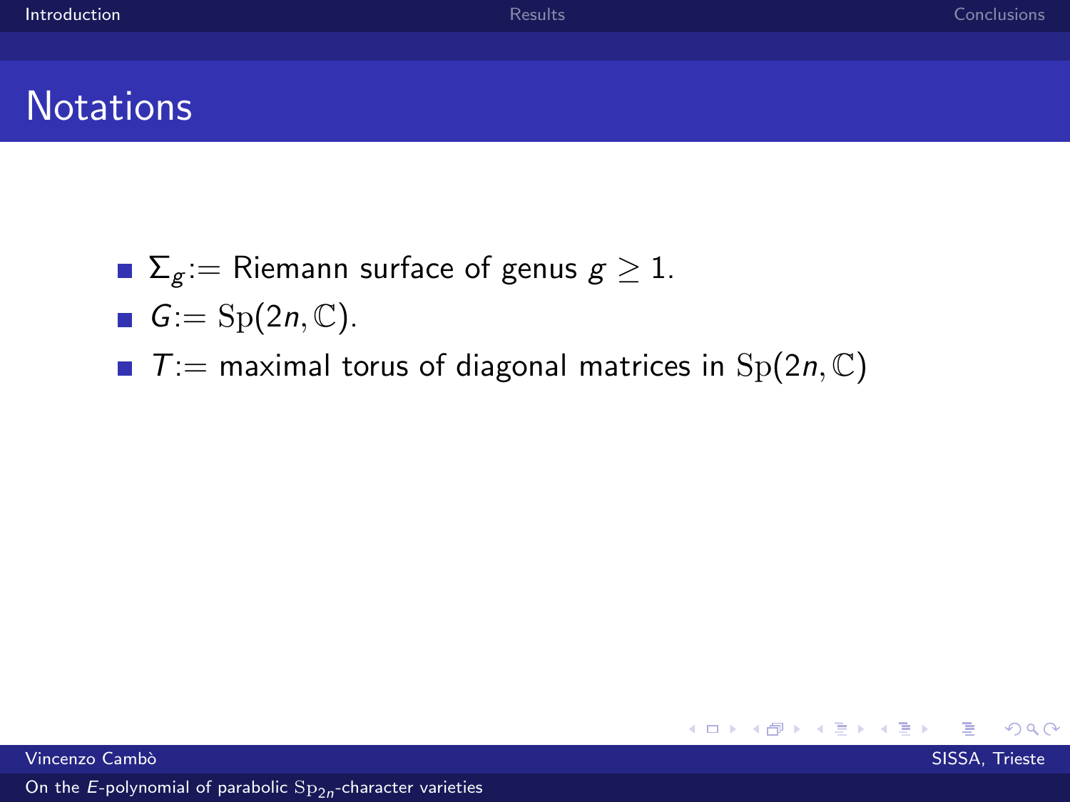# Notations

- $\Sigma_g :=$ Riemann surface of genus $g \geq 1$.
- $G := \mathrm{Sp}(2n, \mathbb{C})$.
- $T :=$ maximal torus of diagonal matrices in $\mathrm{Sp}(2n, \mathbb{C})$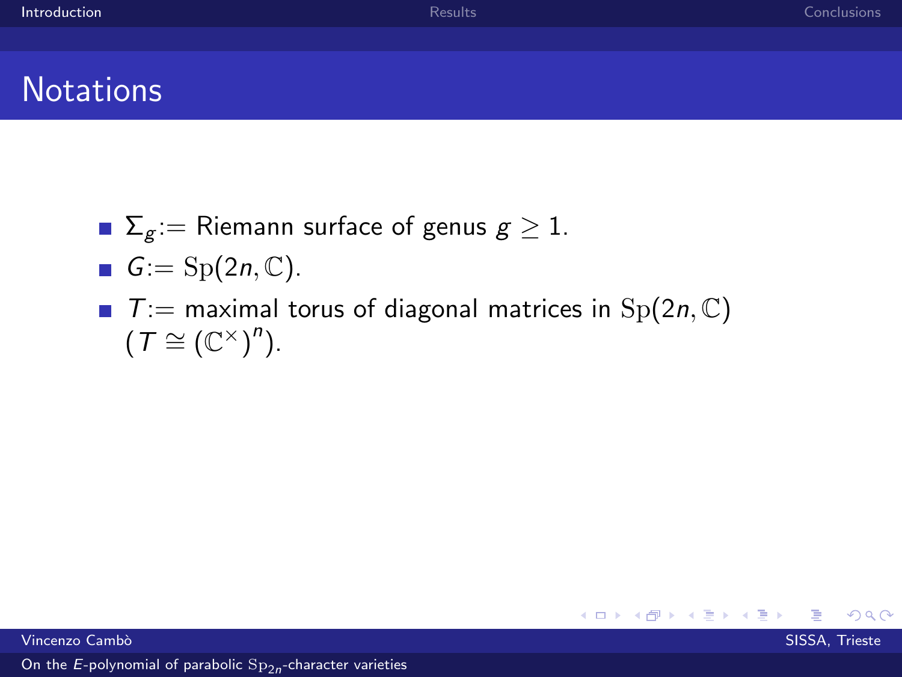## Notations

- $\Sigma_g :=$ Riemann surface of genus $g \geq 1$.
- $G := \mathrm{Sp}(2n, \mathbb{C})$.
- $T :=$ maximal torus of diagonal matrices in $\mathrm{Sp}(2n, \mathbb{C})$ ($T \cong (\mathbb{C}^\times)^n$).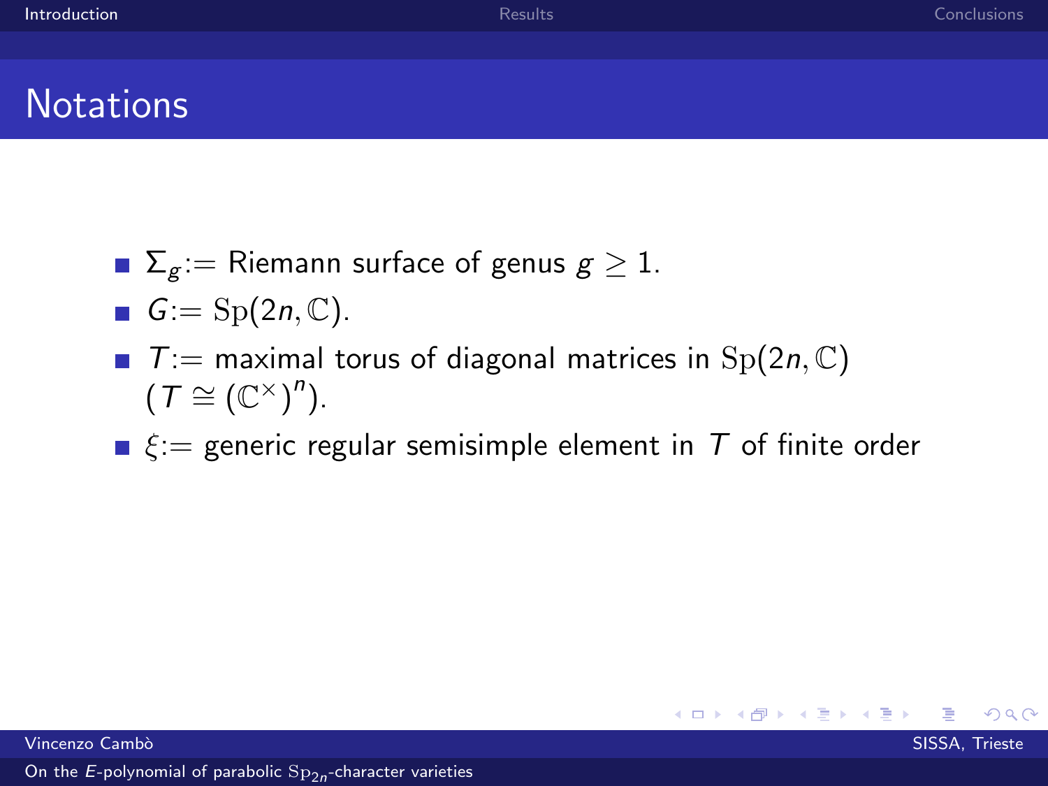# Notations

- $\Sigma_g$:= Riemann surface of genus $g \geq 1$.
- $G$:= $\mathrm{Sp}(2n, \mathbb{C})$.
- $T$:= maximal torus of diagonal matrices in $\mathrm{Sp}(2n, \mathbb{C})$ ($T \cong (\mathbb{C}^{\times})^n$).
- $\xi$:= generic regular semisimple element in $T$ of finite order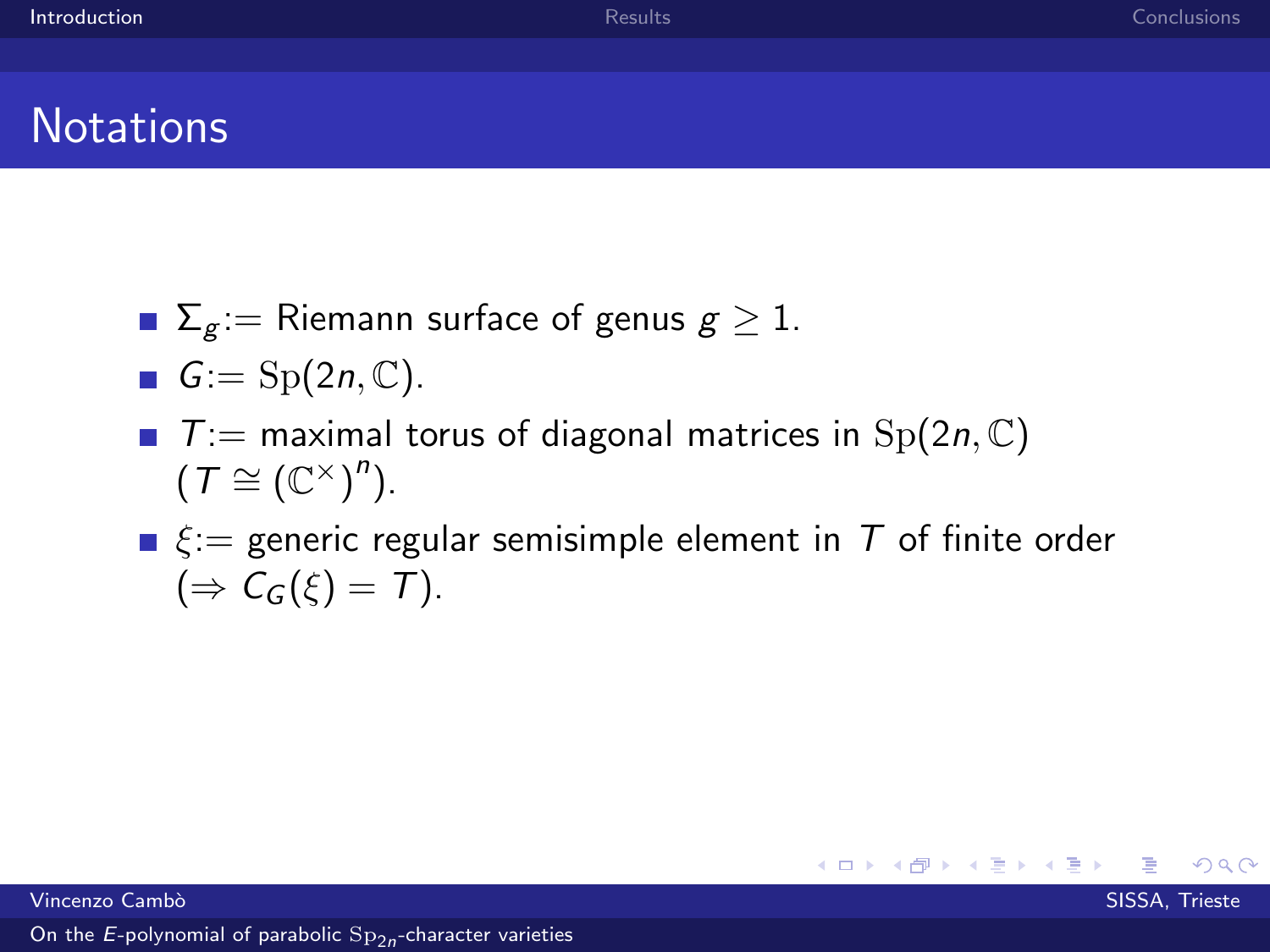# Notations

- $\Sigma_g :=$ Riemann surface of genus $g \geq 1$.
- $G := \mathrm{Sp}(2n, \mathbb{C})$.
- $T :=$ maximal torus of diagonal matrices in $\mathrm{Sp}(2n, \mathbb{C})$ $(T \cong (\mathbb{C}^\times)^n)$.
- $\xi :=$ generic regular semisimple element in $T$ of finite order $(\Rightarrow C_G(\xi) = T)$.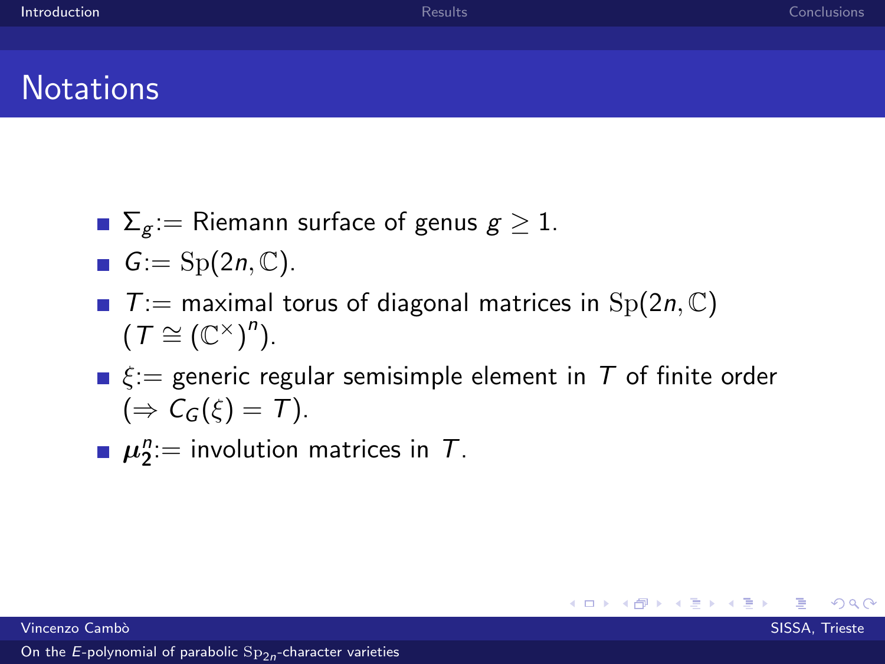# Notations

- $\Sigma_g$:= Riemann surface of genus $g \geq 1$.
- $G$:= $\mathrm{Sp}(2n, \mathbb{C})$.
- $T$:= maximal torus of diagonal matrices in $\mathrm{Sp}(2n, \mathbb{C})$ ($T \cong (\mathbb{C}^\times)^n$).
- $\xi$:= generic regular semisimple element in $T$ of finite order ($\Rightarrow C_G(\xi) = T$).
- $\boldsymbol{\mu}_2^n$:= involution matrices in $T$.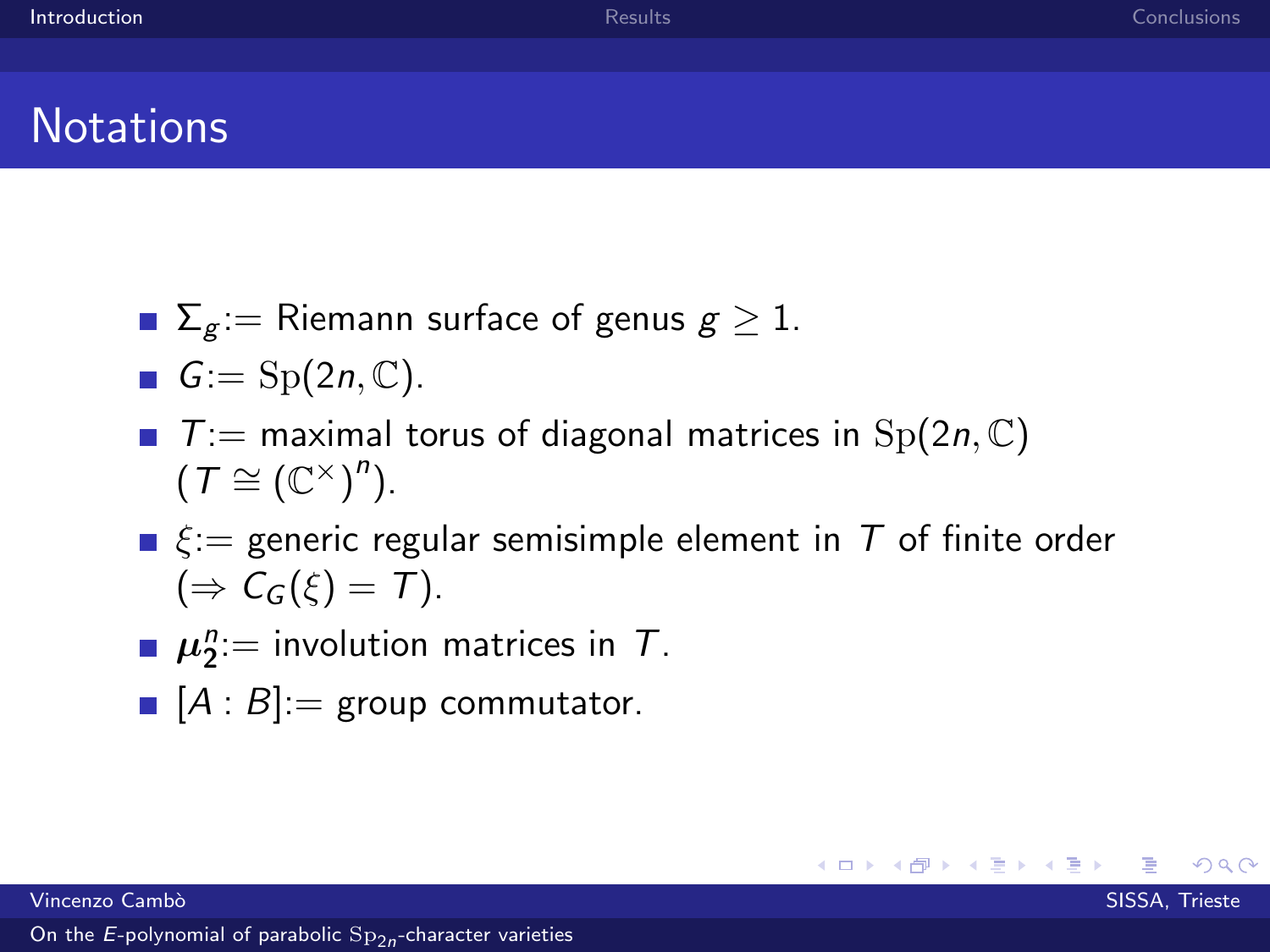# Notations

- $\Sigma_g$:= Riemann surface of genus $g \geq 1$.
- $G$:= $\mathrm{Sp}(2n, \mathbb{C})$.
- $T$:= maximal torus of diagonal matrices in $\mathrm{Sp}(2n, \mathbb{C})$ ($T \cong (\mathbb{C}^\times)^n$).
- $\xi$:= generic regular semisimple element in $T$ of finite order ($\Rightarrow C_G(\xi) = T$).
- $\boldsymbol{\mu}_2^n$:= involution matrices in $T$.
- $[A : B]$:= group commutator.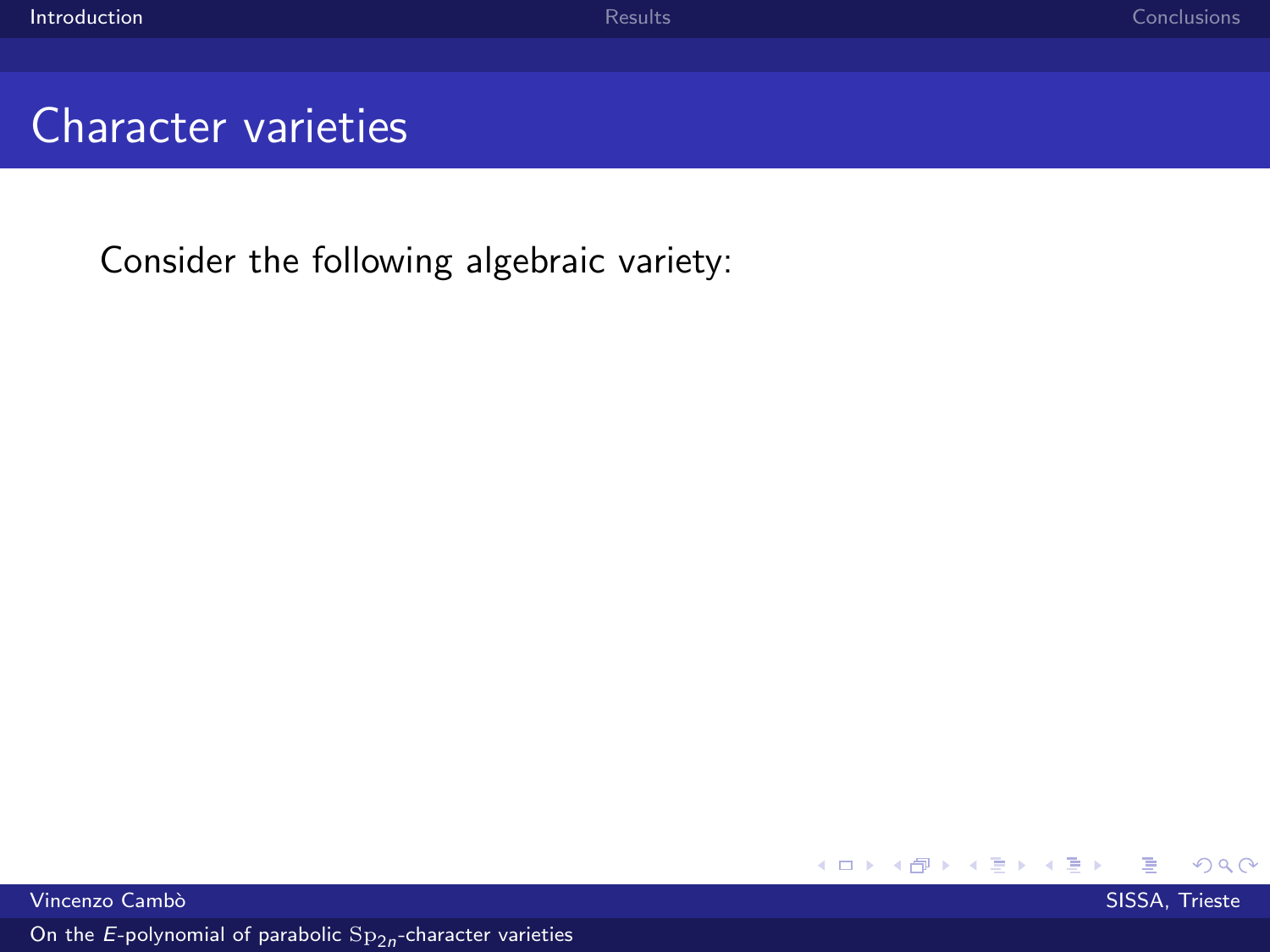## Character varieties

Consider the following algebraic variety: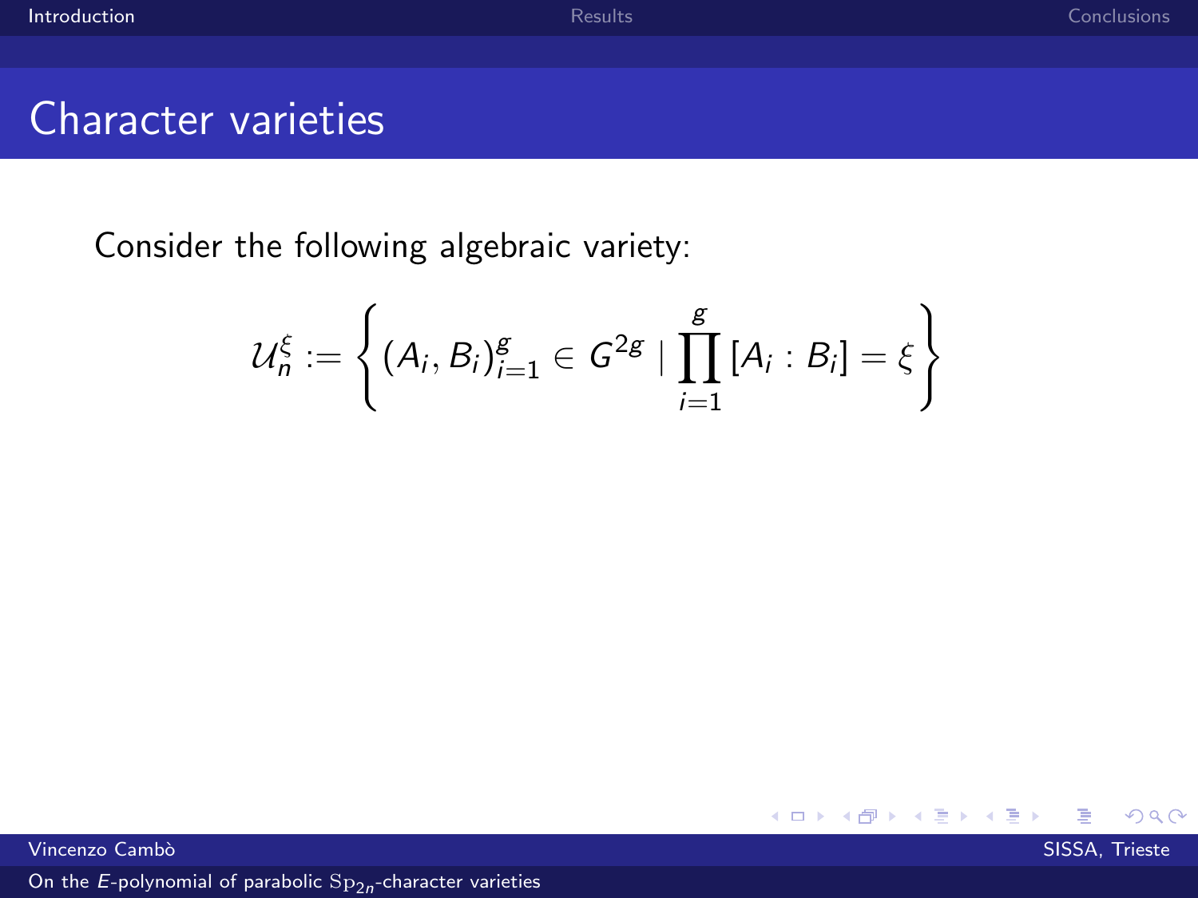# Character varieties

Consider the following algebraic variety:

$$\mathcal{U}_n^{\xi} := \left\{ (A_i, B_i)_{i=1}^{g} \in G^{2g} \mid \prod_{i=1}^{g} [A_i : B_i] = \xi \right\}$$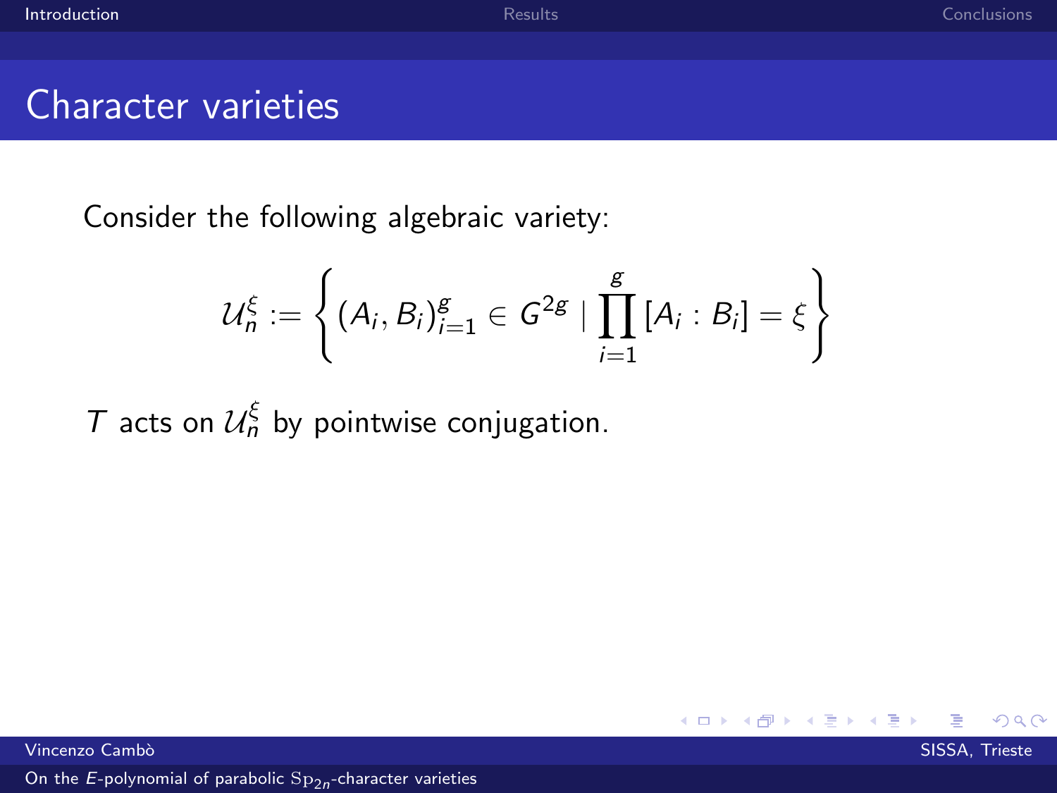# Character varieties

Consider the following algebraic variety:

$$\mathcal{U}_n^{\xi} := \left\{ (A_i, B_i)_{i=1}^{g} \in G^{2g} \mid \prod_{i=1}^{g} [A_i : B_i] = \xi \right\}$$

$T$ acts on $\mathcal{U}_n^{\xi}$ by pointwise conjugation.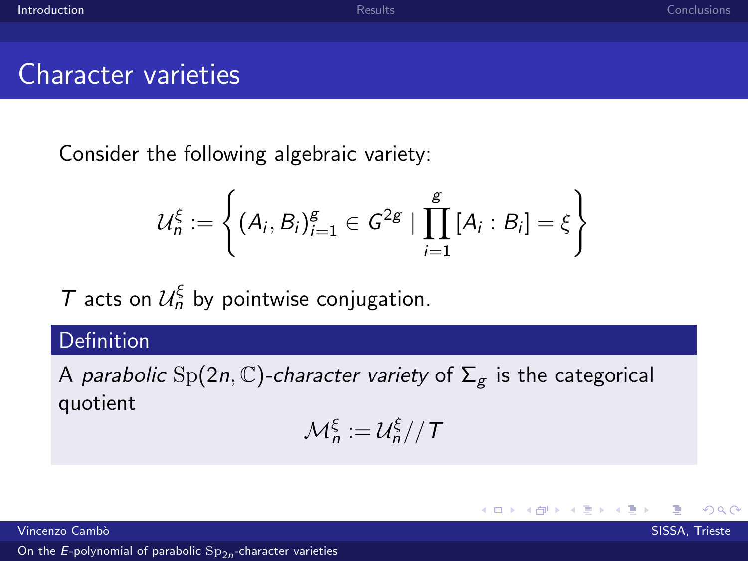# Character varieties

Consider the following algebraic variety:

$$\mathcal{U}_n^{\xi} := \left\{ (A_i, B_i)_{i=1}^{g} \in G^{2g} \mid \prod_{i=1}^{g} [A_i : B_i] = \xi \right\}$$

$T$ acts on $\mathcal{U}_n^{\xi}$ by pointwise conjugation.

**Definition**

A *parabolic* $\mathrm{Sp}(2n, \mathbb{C})$*-character variety* of $\Sigma_g$ is the categorical quotient

$$\mathcal{M}_n^{\xi} := \mathcal{U}_n^{\xi} // T$$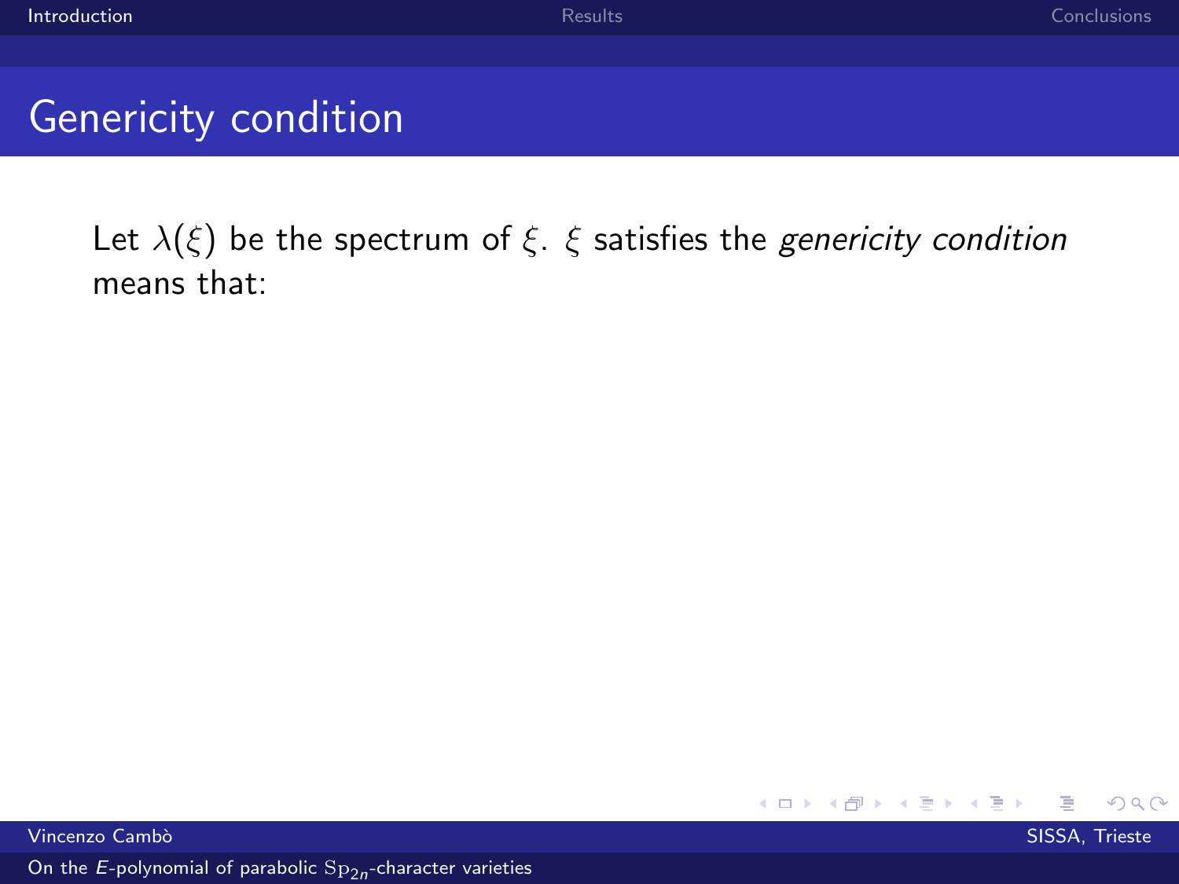# Genericity condition

Let $\lambda(\xi)$ be the spectrum of $\xi$. $\xi$ satisfies the *genericity condition* means that: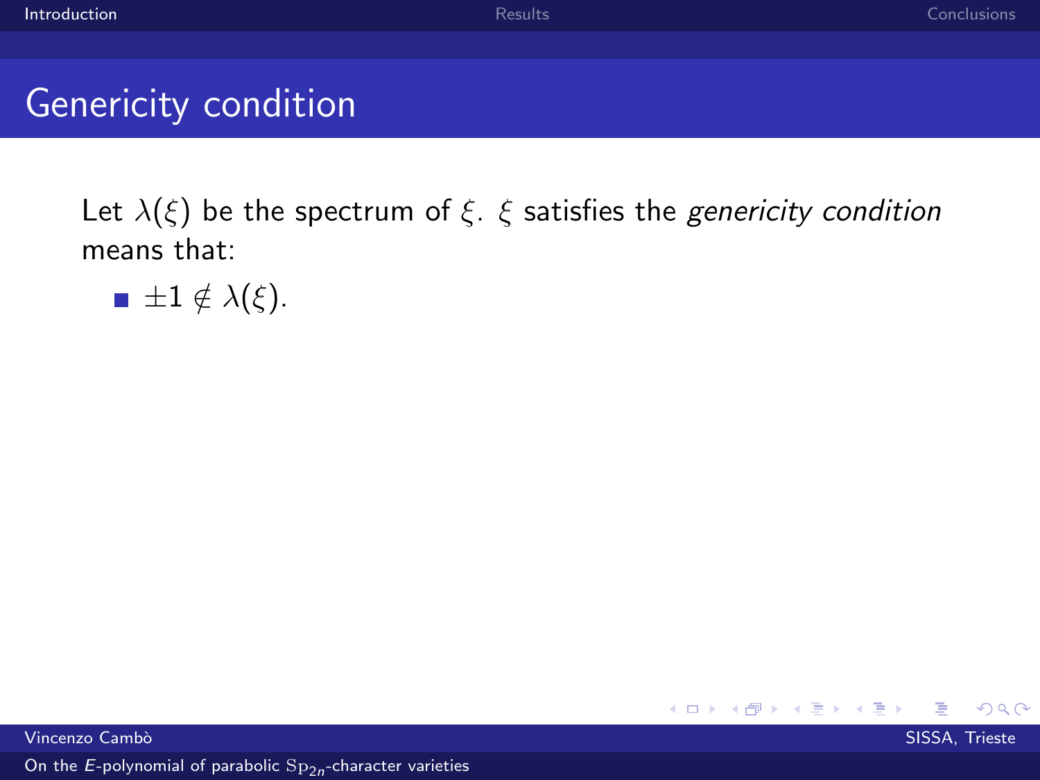# Genericity condition

Let $\lambda(\xi)$ be the spectrum of $\xi$. $\xi$ satisfies the *genericity condition* means that:

- $\pm 1 \notin \lambda(\xi)$.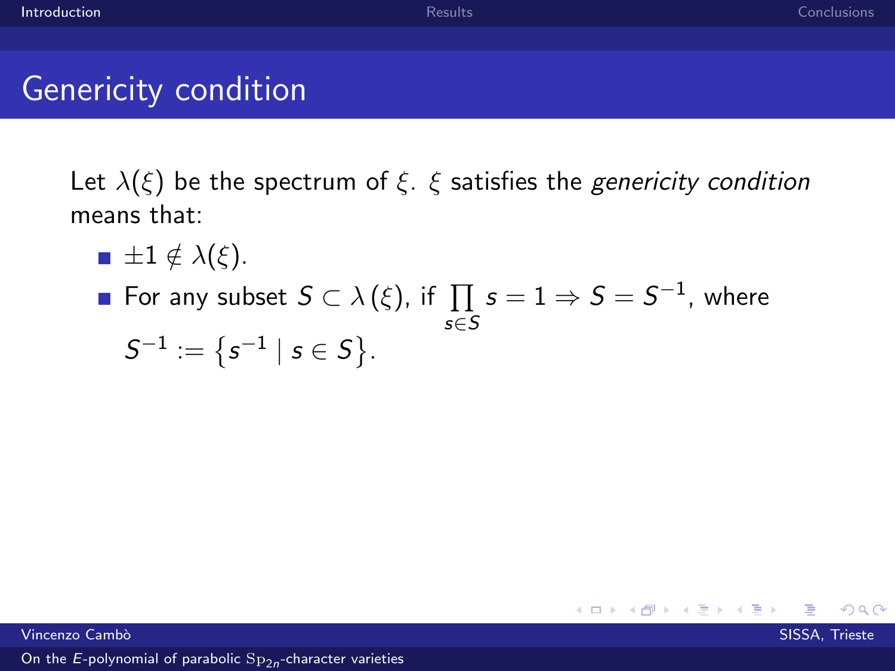# Genericity condition

Let $\lambda(\xi)$ be the spectrum of $\xi$. $\xi$ satisfies the *genericity condition* means that:

- $\pm 1 \notin \lambda(\xi)$.
- For any subset $S \subset \lambda(\xi)$, if $\prod_{s \in S} s = 1 \Rightarrow S = S^{-1}$, where $S^{-1} := \{s^{-1} \mid s \in S\}$.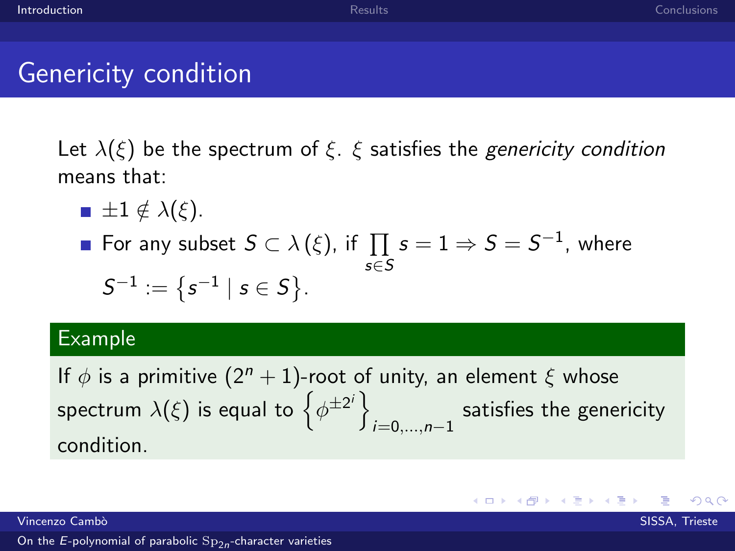# Genericity condition

Let $\lambda(\xi)$ be the spectrum of $\xi$. $\xi$ satisfies the *genericity condition* means that:

- $\pm 1 \notin \lambda(\xi)$.
- For any subset $S \subset \lambda(\xi)$, if $\prod_{s \in S} s = 1 \Rightarrow S = S^{-1}$, where $S^{-1} := \left\{ s^{-1} \mid s \in S \right\}$.

**Example**

If $\phi$ is a primitive $(2^n + 1)$-root of unity, an element $\xi$ whose spectrum $\lambda(\xi)$ is equal to $\left\{ \phi^{\pm 2^i} \right\}_{i=0,\dots,n-1}$ satisfies the genericity condition.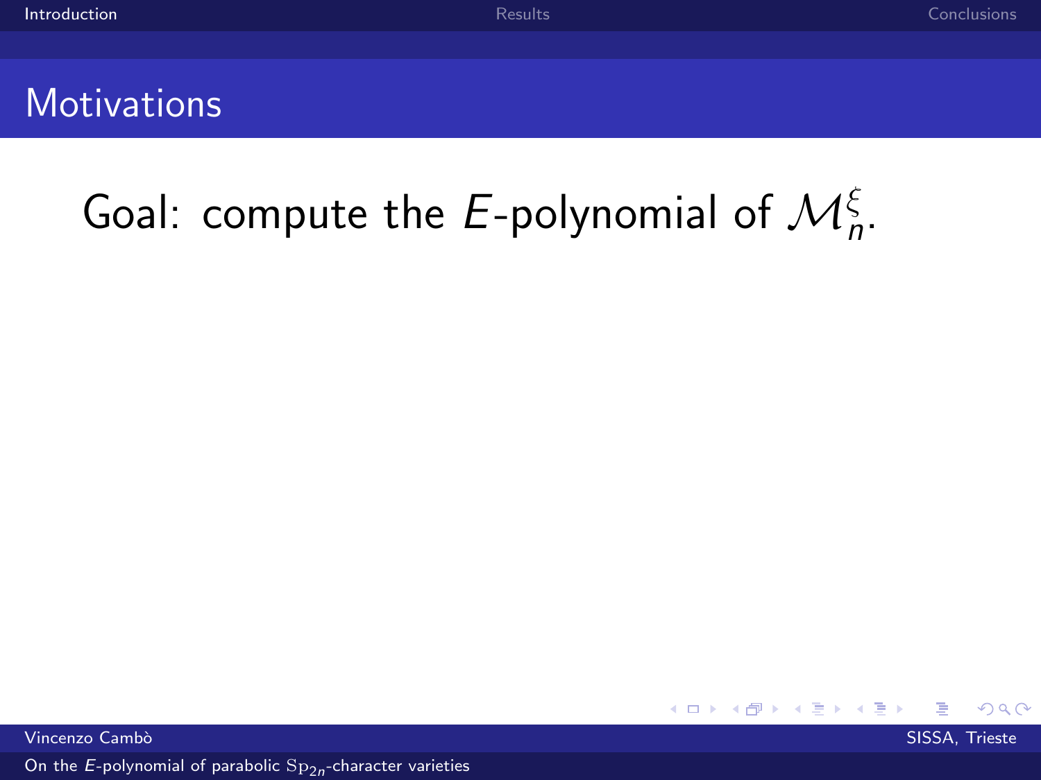## Motivations

Goal: compute the $E$-polynomial of $\mathcal{M}_n^{\xi}$.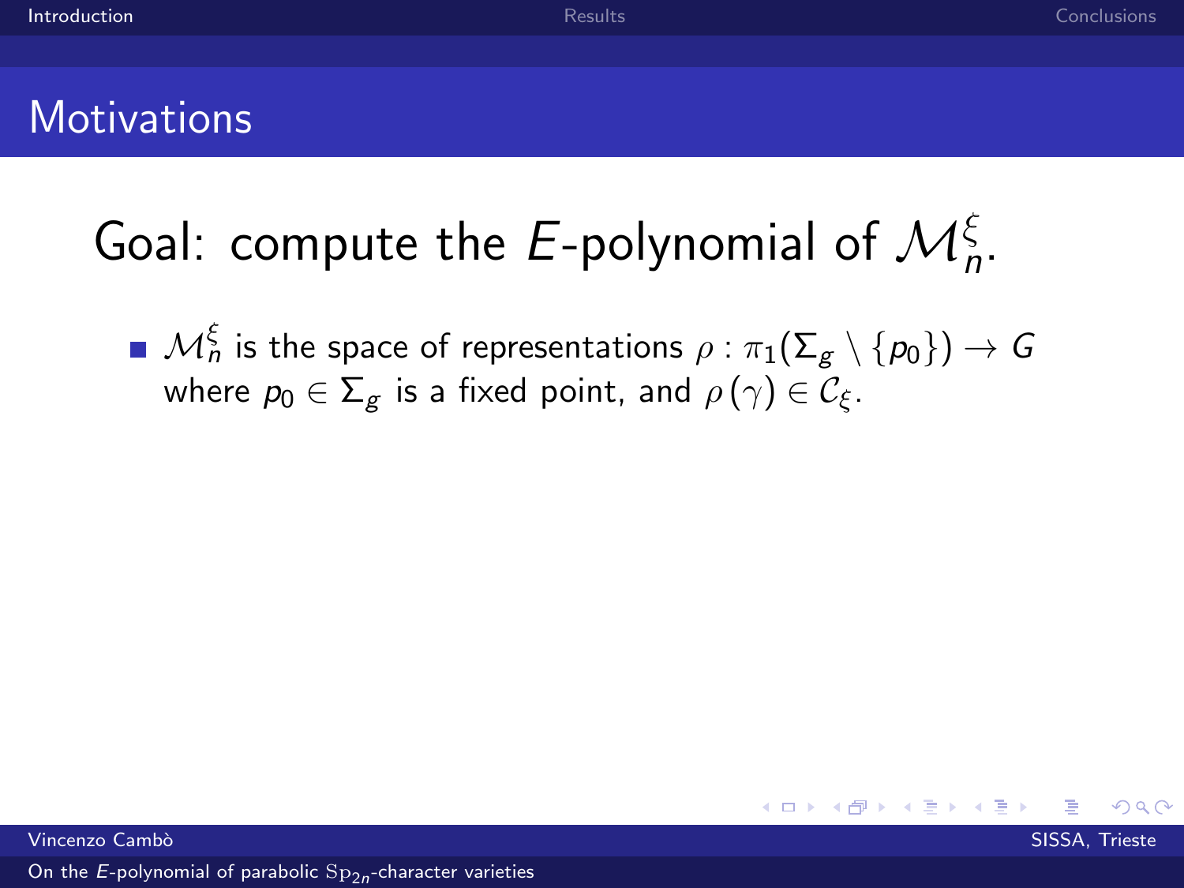## Motivations

# Goal: compute the $E$-polynomial of $\mathcal{M}_n^{\xi}$.

- $\mathcal{M}_n^{\xi}$ is the space of representations $\rho : \pi_1(\Sigma_g \setminus \{p_0\}) \to G$ where $p_0 \in \Sigma_g$ is a fixed point, and $\rho(\gamma) \in \mathcal{C}_{\xi}$.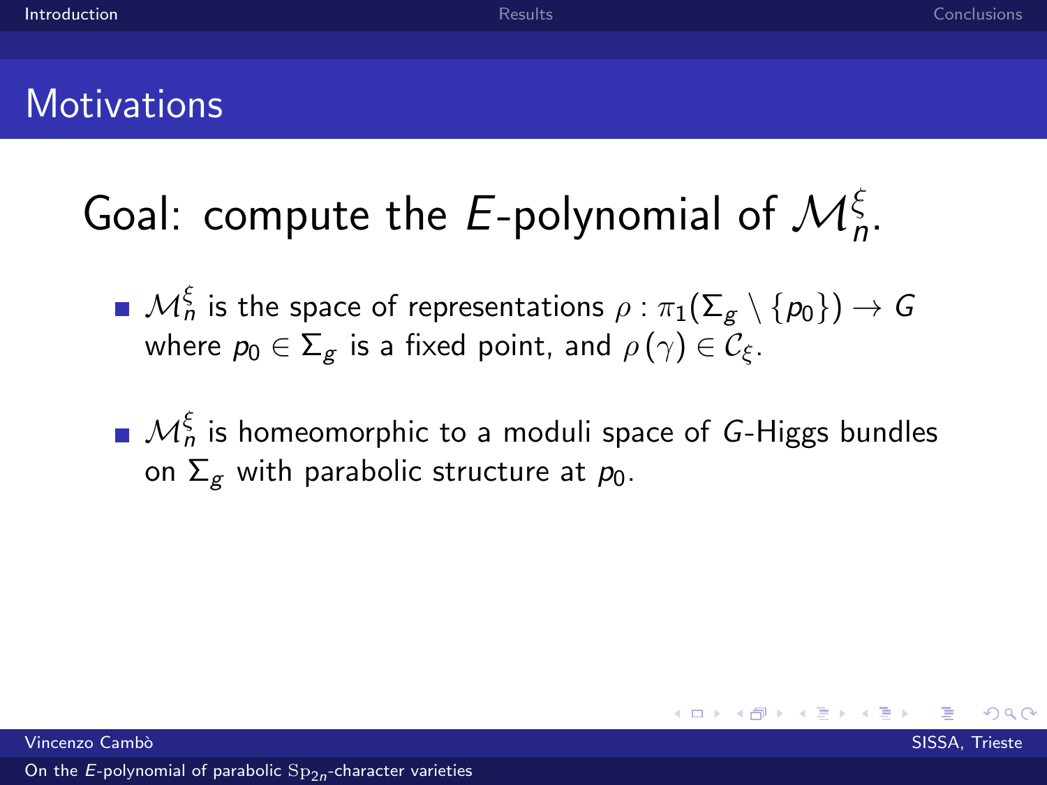# Motivations

## Goal: compute the $E$-polynomial of $\mathcal{M}_n^\xi$.

- $\mathcal{M}_n^\xi$ is the space of representations $\rho : \pi_1(\Sigma_g \setminus \{p_0\}) \to G$ where $p_0 \in \Sigma_g$ is a fixed point, and $\rho(\gamma) \in \mathcal{C}_\xi$.

- $\mathcal{M}_n^\xi$ is homeomorphic to a moduli space of $G$-Higgs bundles on $\Sigma_g$ with parabolic structure at $p_0$.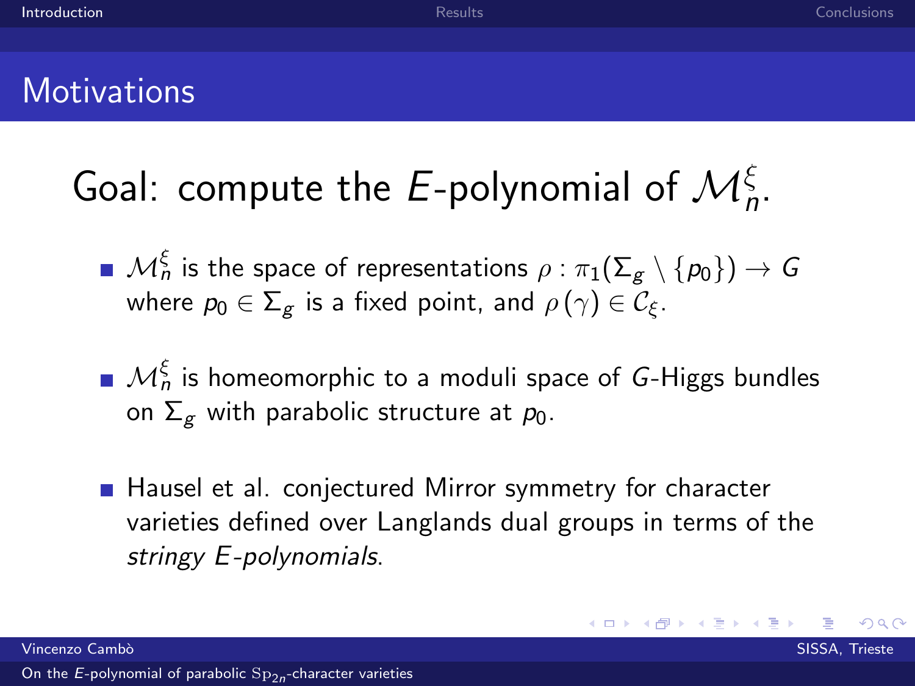## Motivations

# Goal: compute the $E$-polynomial of $\mathcal{M}_n^{\xi}$.

- $\mathcal{M}_n^{\xi}$ is the space of representations $\rho : \pi_1(\Sigma_g \setminus \{p_0\}) \to G$ where $p_0 \in \Sigma_g$ is a fixed point, and $\rho(\gamma) \in \mathcal{C}_{\xi}$.
- $\mathcal{M}_n^{\xi}$ is homeomorphic to a moduli space of $G$-Higgs bundles on $\Sigma_g$ with parabolic structure at $p_0$.
- Hausel et al. conjectured Mirror symmetry for character varieties defined over Langlands dual groups in terms of the *stringy $E$-polynomials*.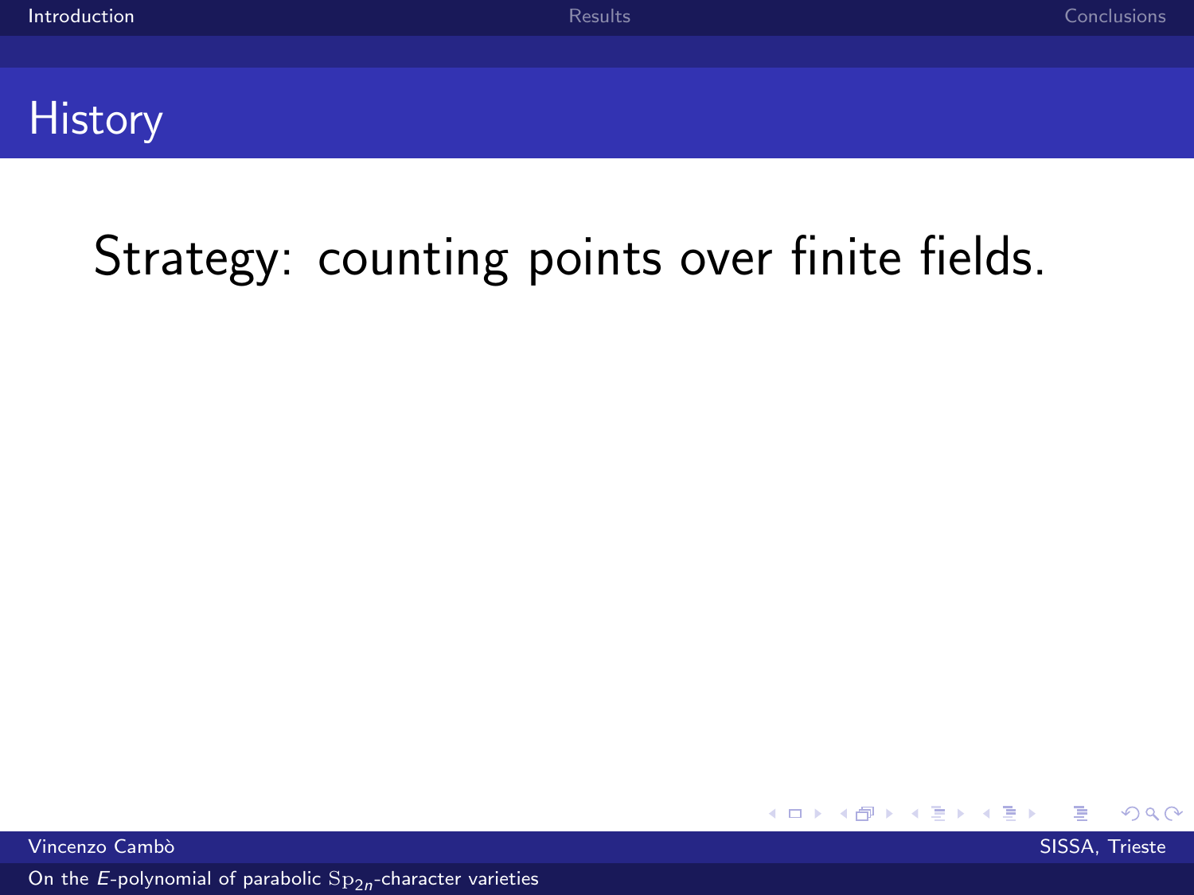## History

Strategy: counting points over finite fields.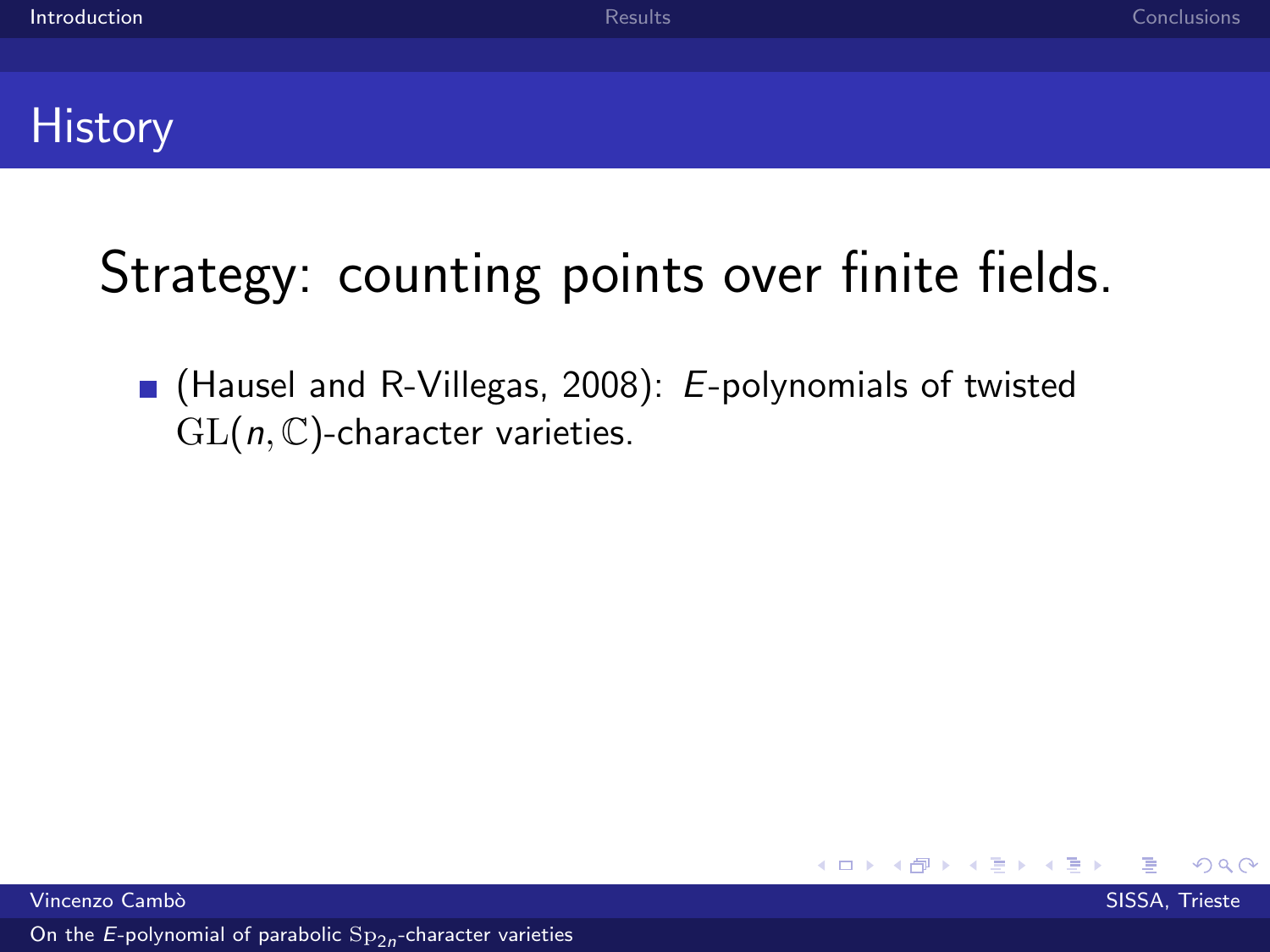# History

## Strategy: counting points over finite fields.

- (Hausel and R-Villegas, 2008): *E*-polynomials of twisted $\mathrm{GL}(n, \mathbb{C})$-character varieties.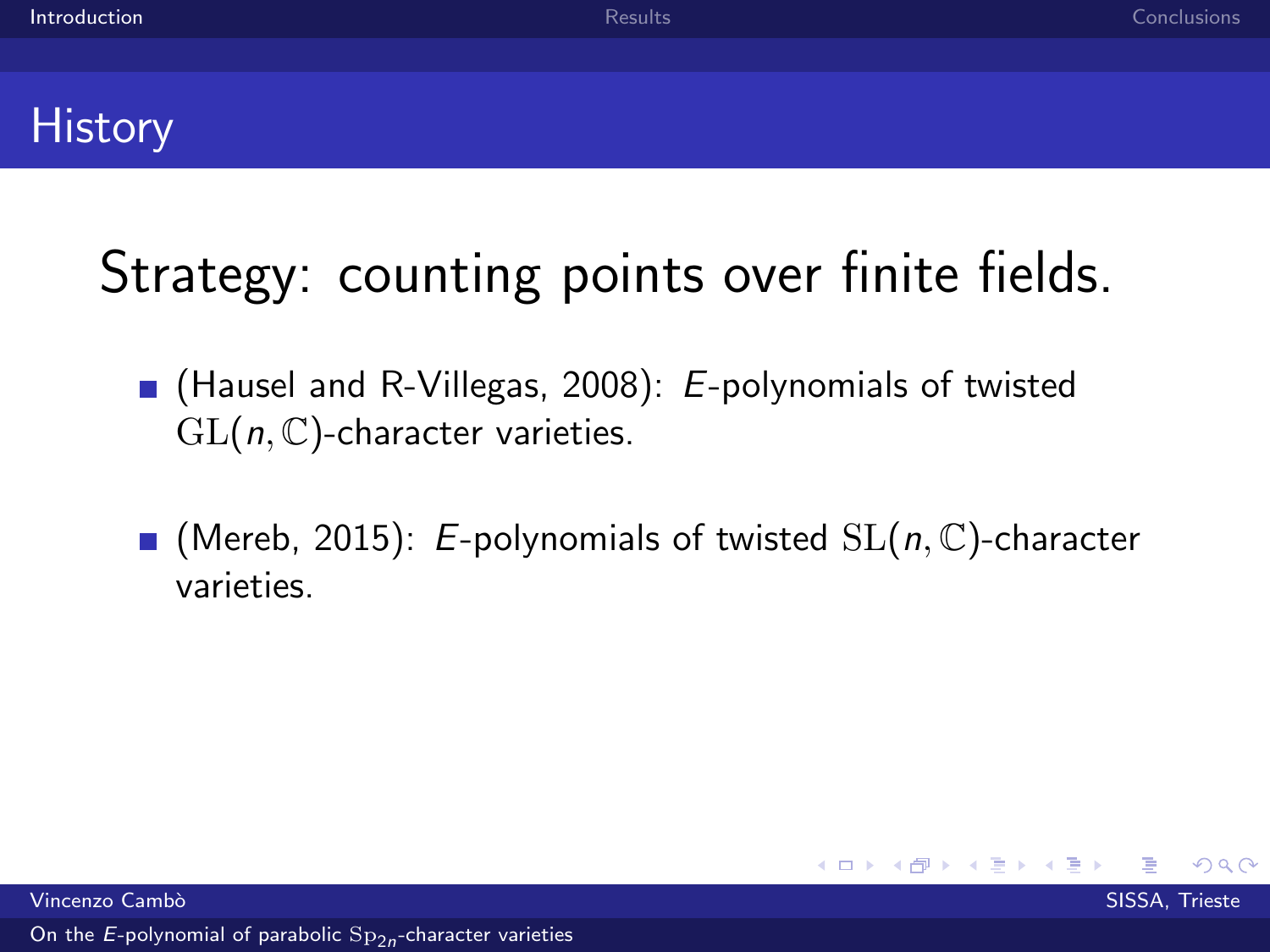## History

Strategy: counting points over finite fields.

- (Hausel and R-Villegas, 2008): *E*-polynomials of twisted $\mathrm{GL}(n, \mathbb{C})$-character varieties.
- (Mereb, 2015): *E*-polynomials of twisted $\mathrm{SL}(n, \mathbb{C})$-character varieties.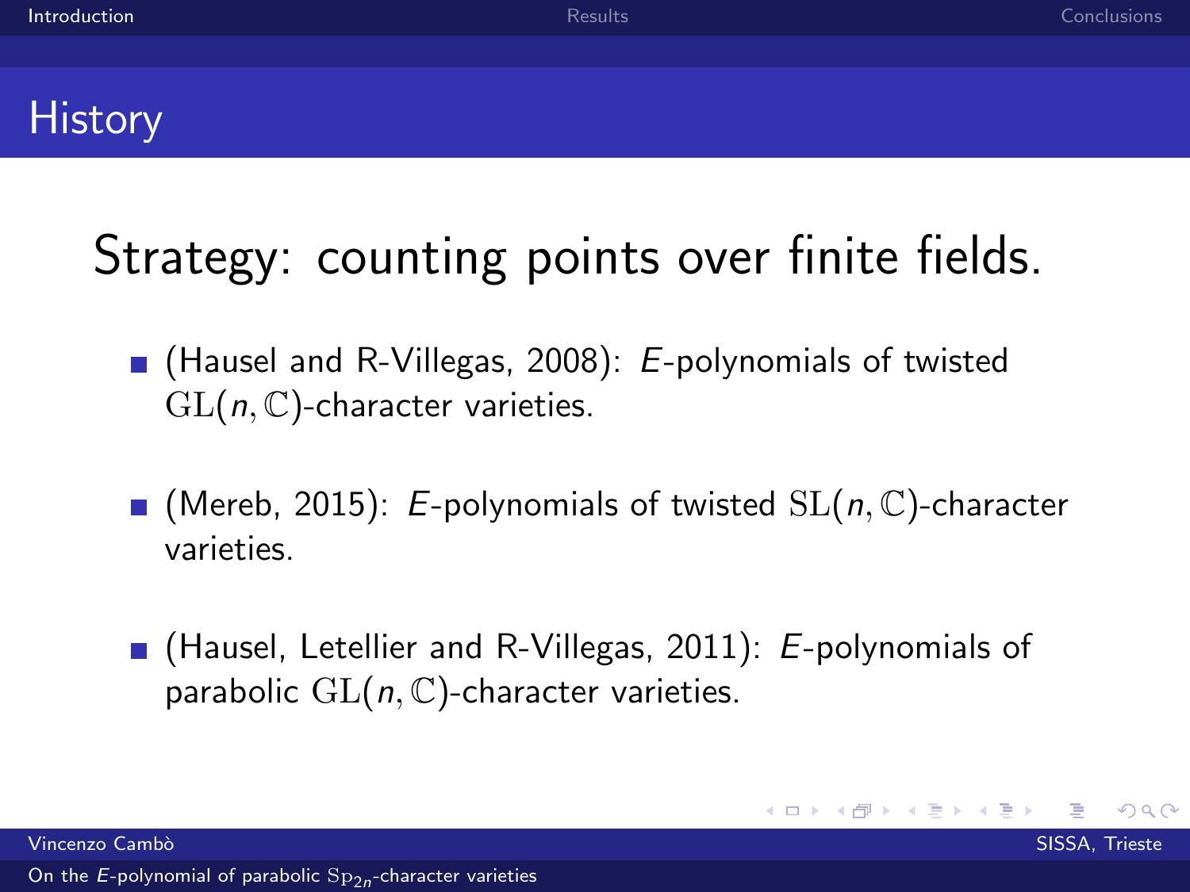## History

### Strategy: counting points over finite fields.

- (Hausel and R-Villegas, 2008): *E*-polynomials of twisted $\mathrm{GL}(n, \mathbb{C})$-character varieties.
- (Mereb, 2015): *E*-polynomials of twisted $\mathrm{SL}(n, \mathbb{C})$-character varieties.
- (Hausel, Letellier and R-Villegas, 2011): *E*-polynomials of parabolic $\mathrm{GL}(n, \mathbb{C})$-character varieties.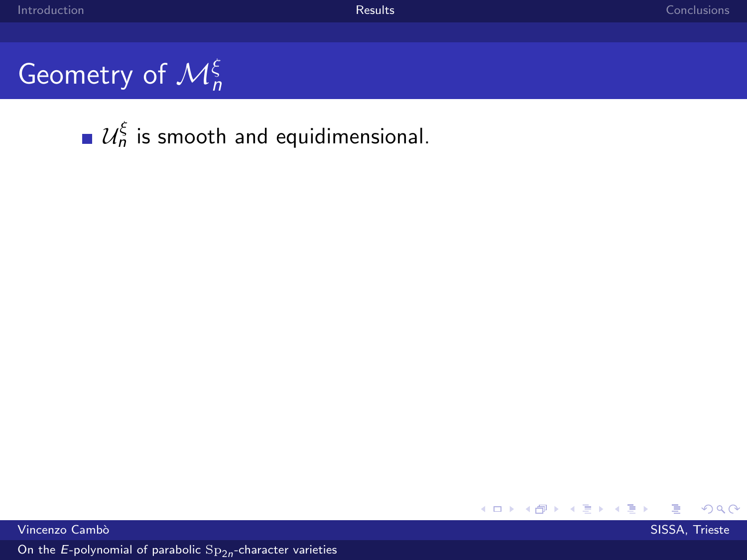# Geometry of $\mathcal{M}_n^{\xi}$

- $\mathcal{U}_n^{\xi}$ is smooth and equidimensional.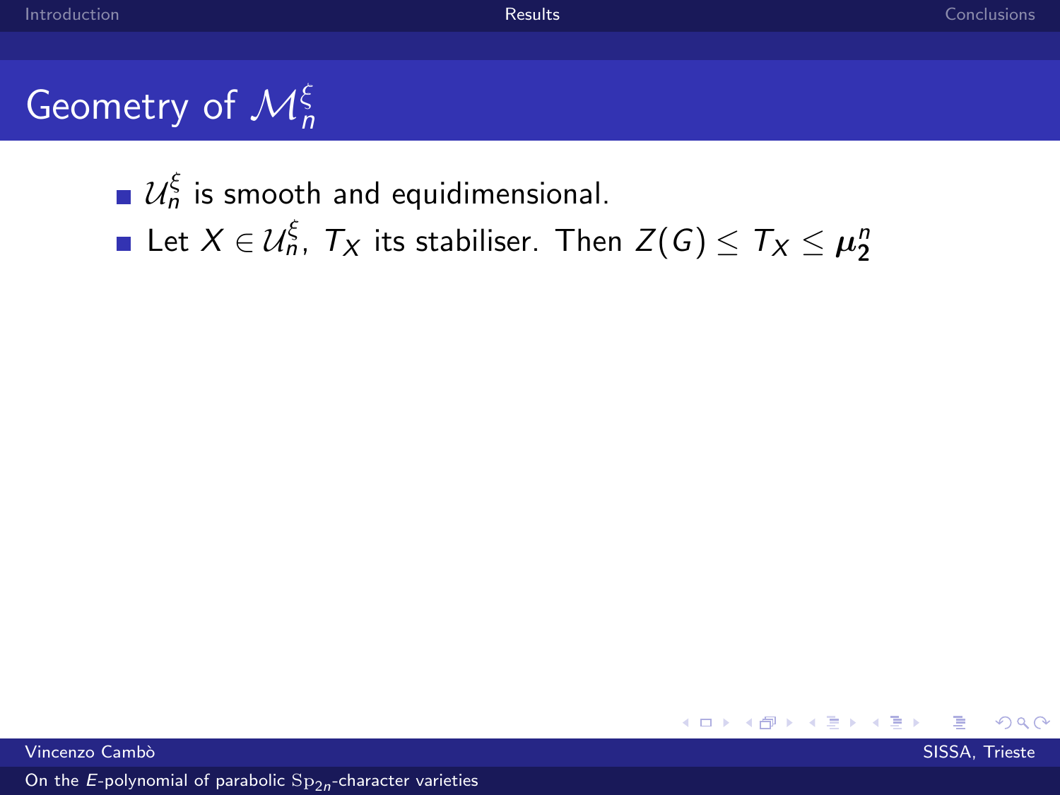# Geometry of $\mathcal{M}_n^{\xi}$

- $\mathcal{U}_n^{\xi}$ is smooth and equidimensional.
- Let $X \in \mathcal{U}_n^{\xi}$, $T_X$ its stabiliser. Then $Z(G) \leq T_X \leq \boldsymbol{\mu}_2^n$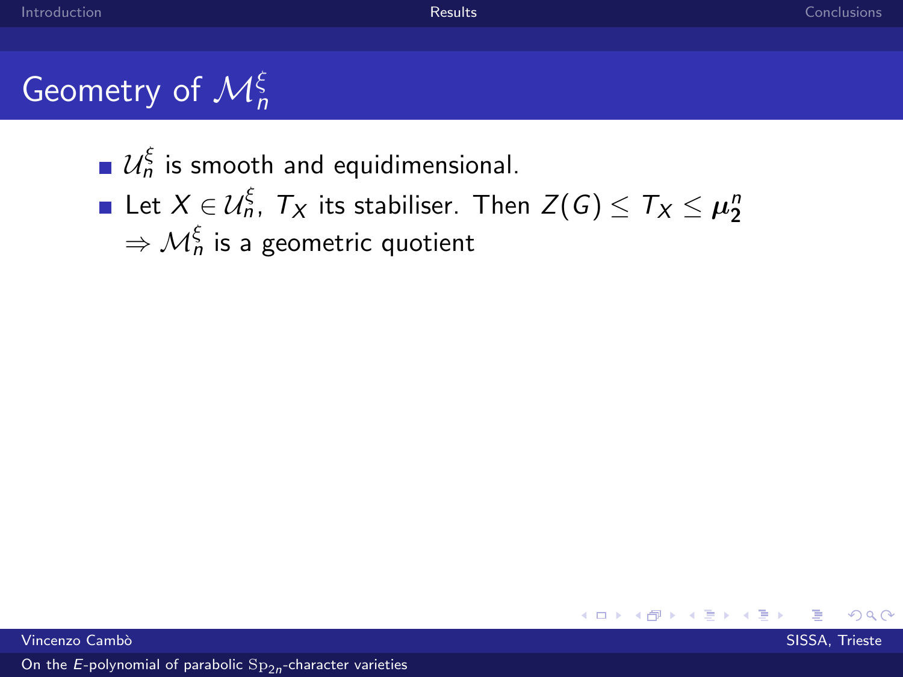# Geometry of $\mathcal{M}_n^\xi$

- $\mathcal{U}_n^\xi$ is smooth and equidimensional.
- Let $X \in \mathcal{U}_n^\xi$, $T_X$ its stabiliser. Then $Z(G) \leq T_X \leq \boldsymbol{\mu}_2^n$
  $\Rightarrow \mathcal{M}_n^\xi$ is a geometric quotient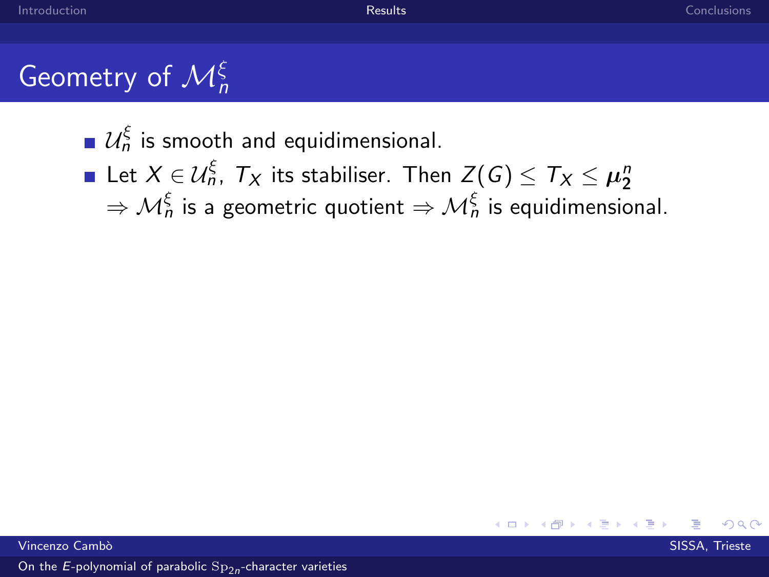# Geometry of $\mathcal{M}_n^\xi$

- $\mathcal{U}_n^\xi$ is smooth and equidimensional.
- Let $X \in \mathcal{U}_n^\xi$, $T_X$ its stabiliser. Then $Z(G) \leq T_X \leq \boldsymbol{\mu}_2^n$ $\Rightarrow \mathcal{M}_n^\xi$ is a geometric quotient $\Rightarrow \mathcal{M}_n^\xi$ is equidimensional.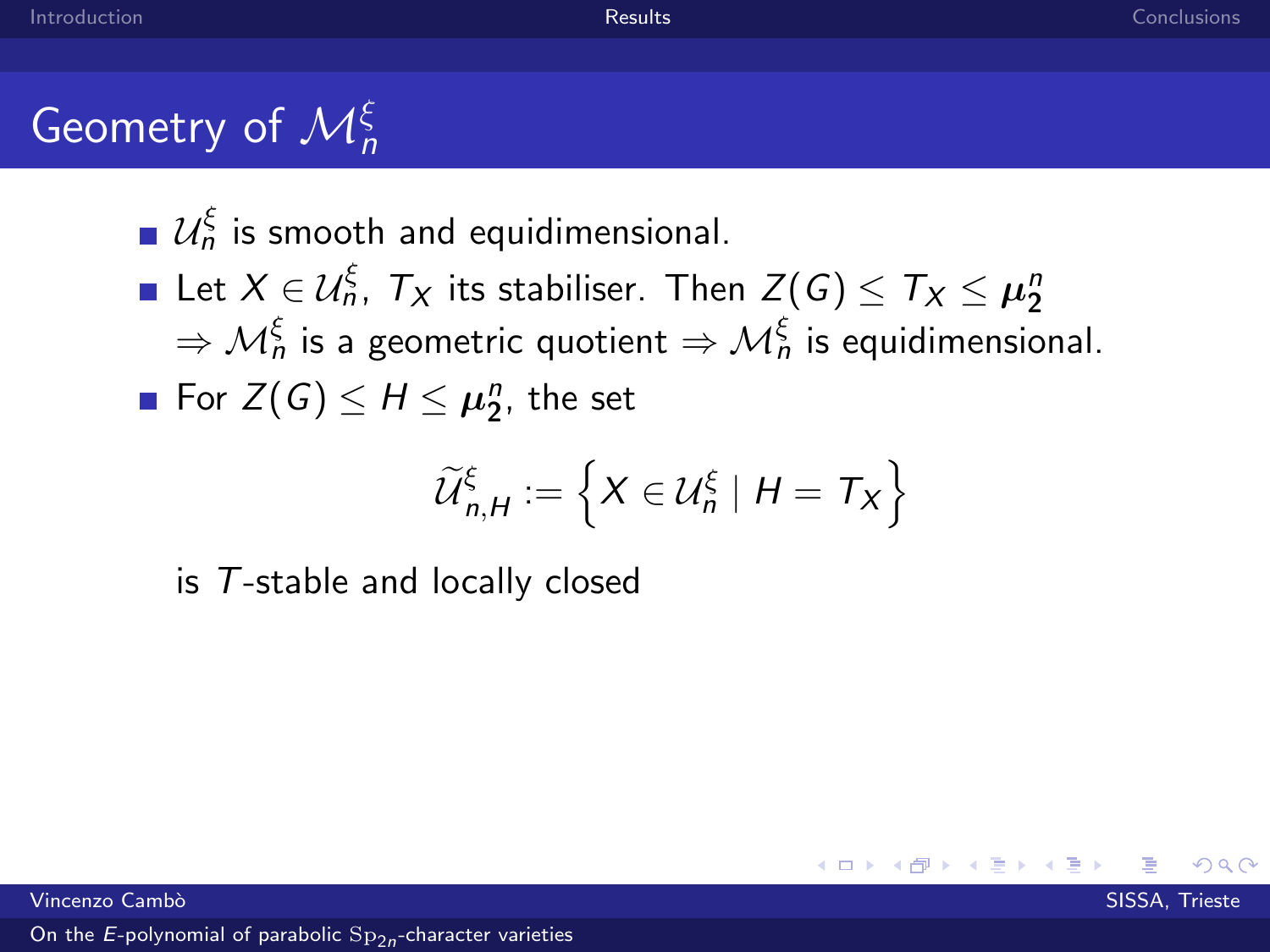# Geometry of $\mathcal{M}_n^\xi$

- $\mathcal{U}_n^\xi$ is smooth and equidimensional.
- Let $X \in \mathcal{U}_n^\xi$, $T_X$ its stabiliser. Then $Z(G) \leq T_X \leq \boldsymbol{\mu}_2^n$ $\Rightarrow \mathcal{M}_n^\xi$ is a geometric quotient $\Rightarrow \mathcal{M}_n^\xi$ is equidimensional.
- For $Z(G) \leq H \leq \boldsymbol{\mu}_2^n$, the set

$$\widetilde{\mathcal{U}}_{n,H}^\xi := \left\{ X \in \mathcal{U}_n^\xi \mid H = T_X \right\}$$

is $T$-stable and locally closed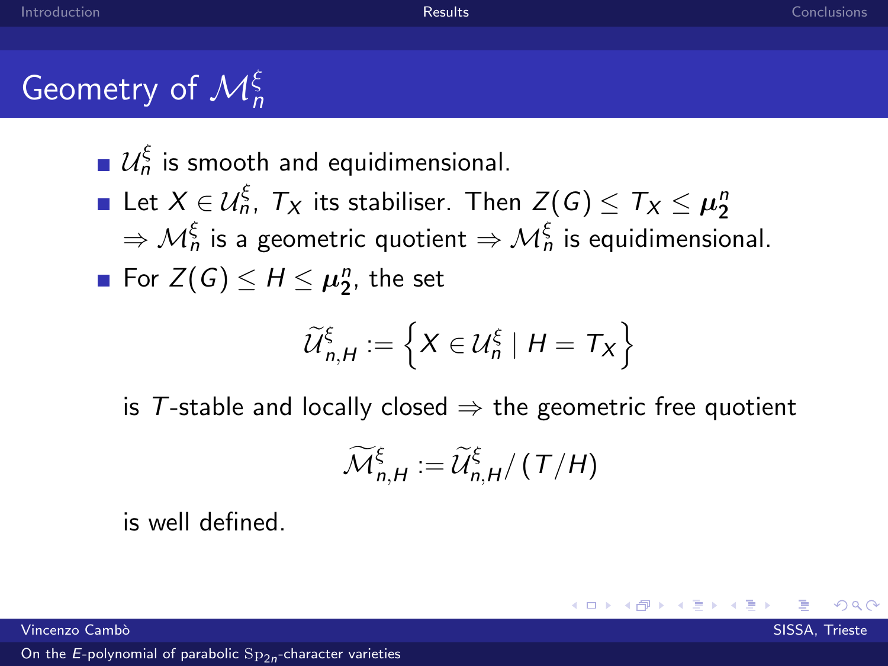# Geometry of $\mathcal{M}_n^{\xi}$

- $\mathcal{U}_n^{\xi}$ is smooth and equidimensional.
- Let $X \in \mathcal{U}_n^{\xi}$, $T_X$ its stabiliser. Then $Z(G) \leq T_X \leq \boldsymbol{\mu}_2^n$ $\Rightarrow \mathcal{M}_n^{\xi}$ is a geometric quotient $\Rightarrow \mathcal{M}_n^{\xi}$ is equidimensional.
- For $Z(G) \leq H \leq \boldsymbol{\mu}_2^n$, the set

$$\widetilde{\mathcal{U}}_{n,H}^{\xi} := \left\{ X \in \mathcal{U}_n^{\xi} \mid H = T_X \right\}$$

is $T$-stable and locally closed $\Rightarrow$ the geometric free quotient

$$\widetilde{\mathcal{M}}_{n,H}^{\xi} := \widetilde{\mathcal{U}}_{n,H}^{\xi} / \left( T/H \right)$$

is well defined.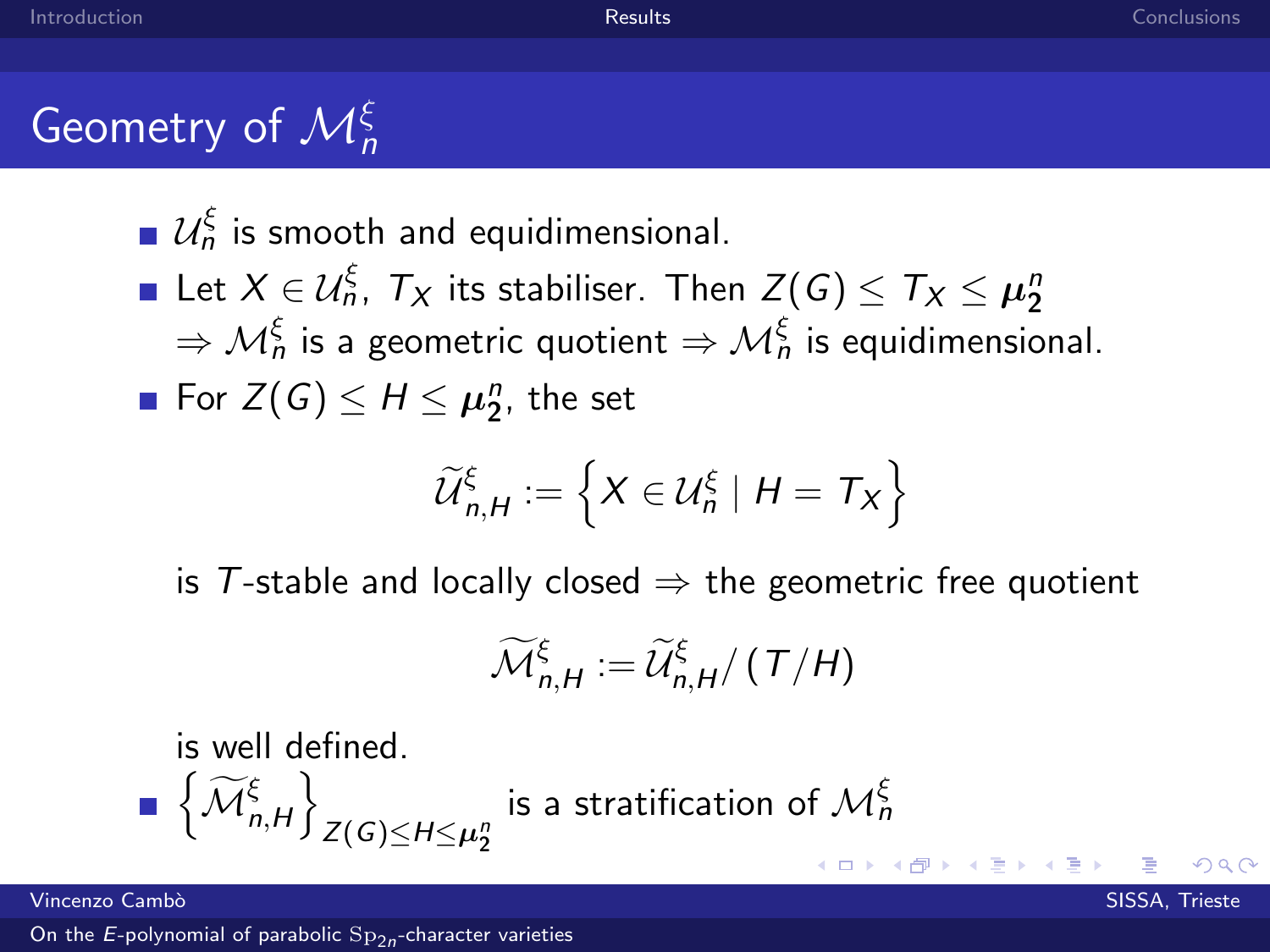## Geometry of $\mathcal{M}_n^{\xi}$

- $\mathcal{U}_n^{\xi}$ is smooth and equidimensional.
- Let $X \in \mathcal{U}_n^{\xi}$, $T_X$ its stabiliser. Then $Z(G) \leq T_X \leq \boldsymbol{\mu}_2^n$
  $\Rightarrow \mathcal{M}_n^{\xi}$ is a geometric quotient $\Rightarrow \mathcal{M}_n^{\xi}$ is equidimensional.
- For $Z(G) \leq H \leq \boldsymbol{\mu}_2^n$, the set

$$\widetilde{\mathcal{U}}_{n,H}^{\xi} := \left\{ X \in \mathcal{U}_n^{\xi} \mid H = T_X \right\}$$

  is $T$-stable and locally closed $\Rightarrow$ the geometric free quotient

$$\widetilde{\mathcal{M}}_{n,H}^{\xi} := \widetilde{\mathcal{U}}_{n,H}^{\xi} / \left( T/H \right)$$

  is well defined.
- $\left\{ \widetilde{\mathcal{M}}_{n,H}^{\xi} \right\}_{Z(G) \leq H \leq \boldsymbol{\mu}_2^n}$ is a stratification of $\mathcal{M}_n^{\xi}$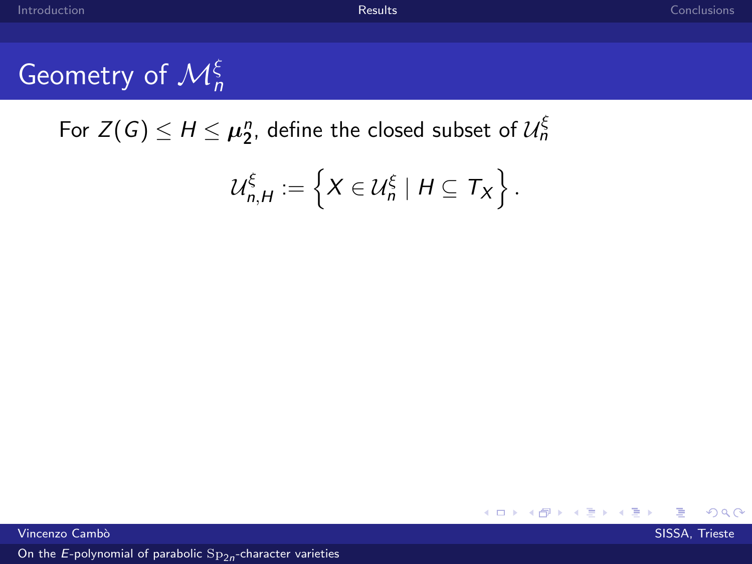## Geometry of $\mathcal{M}_n^\xi$

For $Z(G) \leq H \leq \boldsymbol{\mu}_2^n$, define the closed subset of $\mathcal{U}_n^\xi$

$$\mathcal{U}_{n,H}^\xi := \left\{ X \in \mathcal{U}_n^\xi \mid H \subseteq T_X \right\}.$$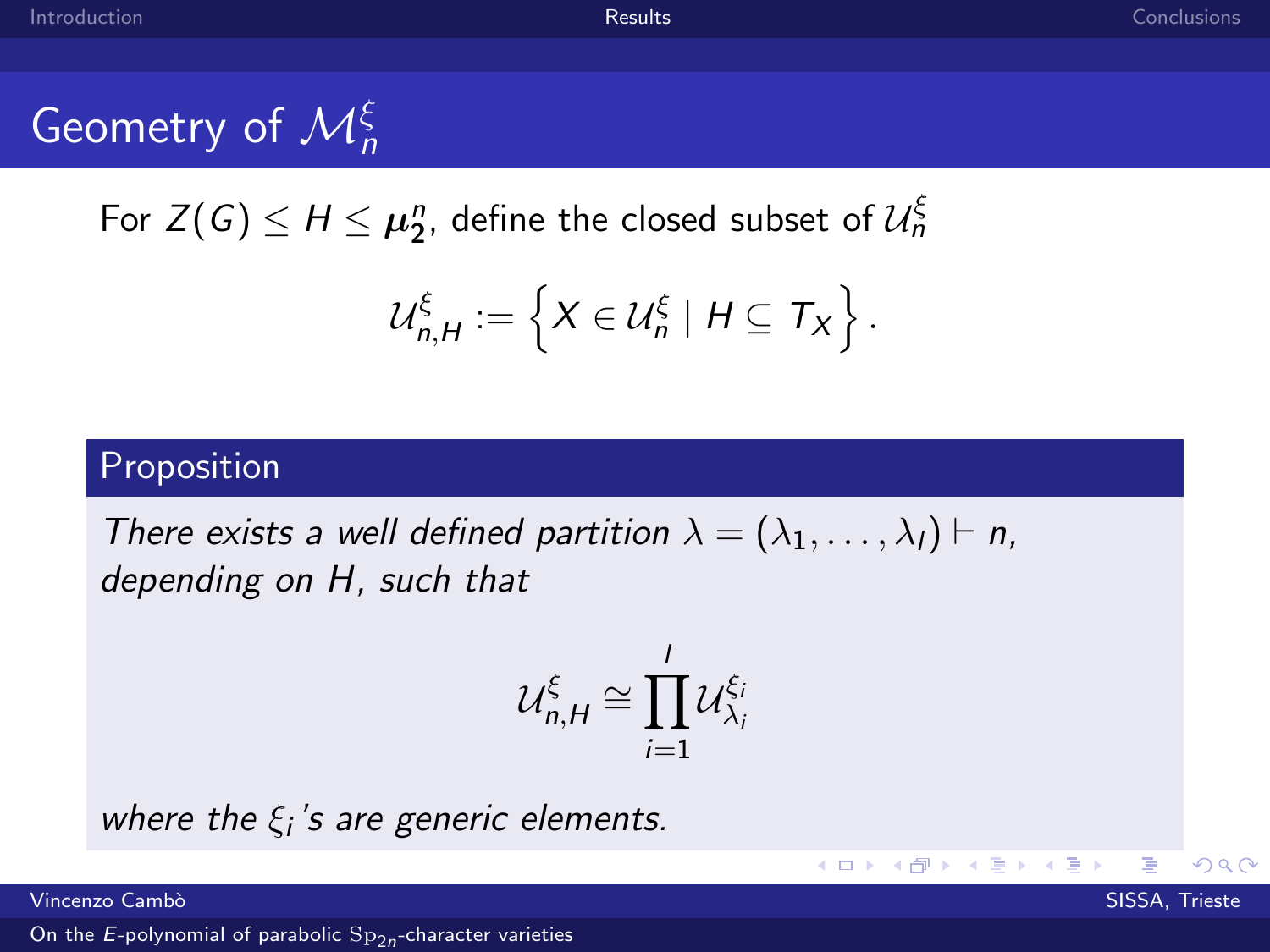# Geometry of $\mathcal{M}_n^\xi$

For $Z(G) \leq H \leq \boldsymbol{\mu}_{\mathbf{2}}^n$, define the closed subset of $\mathcal{U}_n^\xi$

$$\mathcal{U}_{n,H}^\xi := \left\{ X \in \mathcal{U}_n^\xi \mid H \subseteq T_X \right\}.$$

## Proposition

*There exists a well defined partition $\lambda = (\lambda_1, \dots, \lambda_l) \vdash n$, depending on $H$, such that*

$$\mathcal{U}_{n,H}^\xi \cong \prod_{i=1}^{l} \mathcal{U}_{\lambda_i}^{\xi_i}$$

*where the $\xi_i$'s are generic elements.*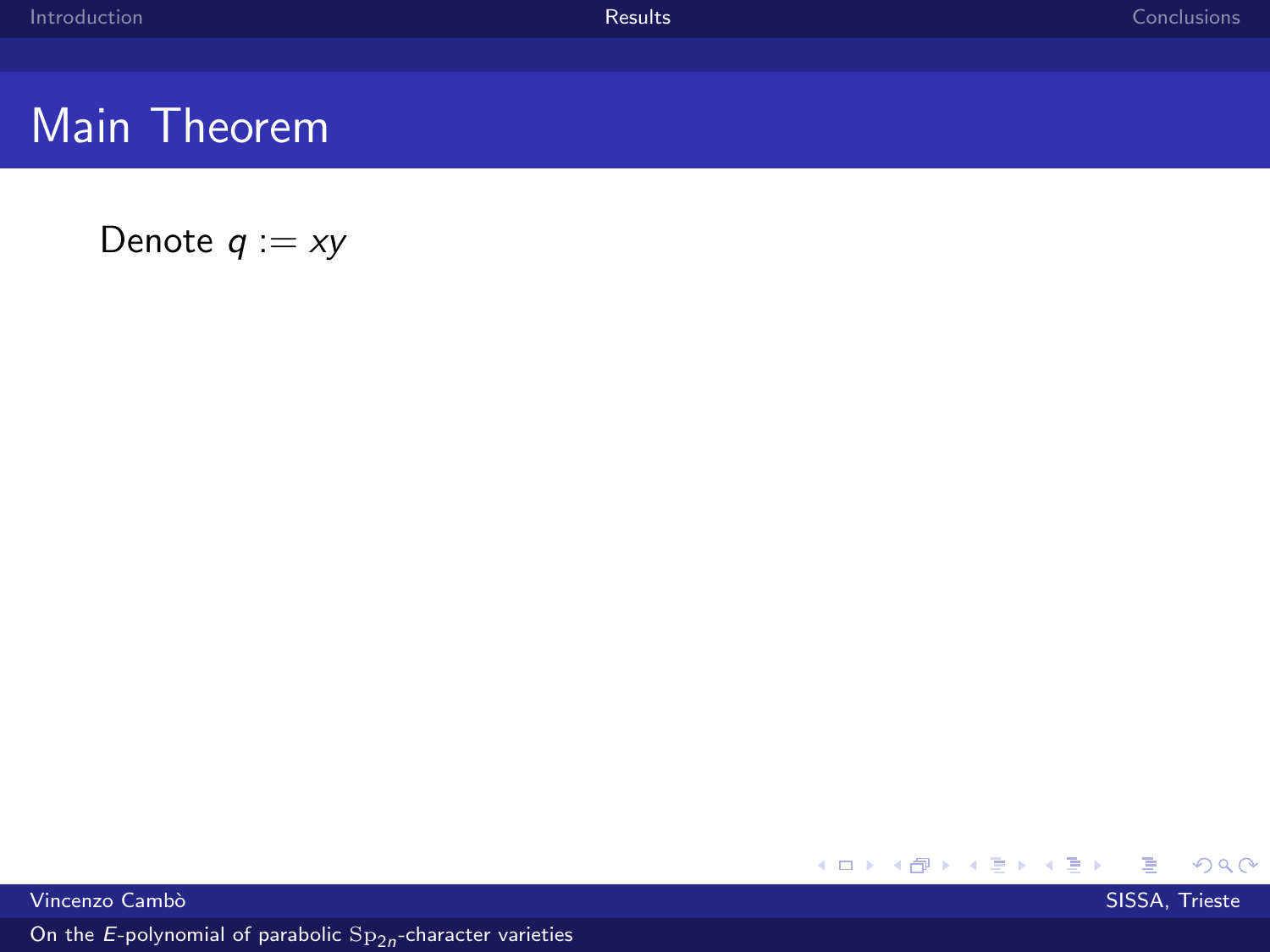# Main Theorem

Denote $q := xy$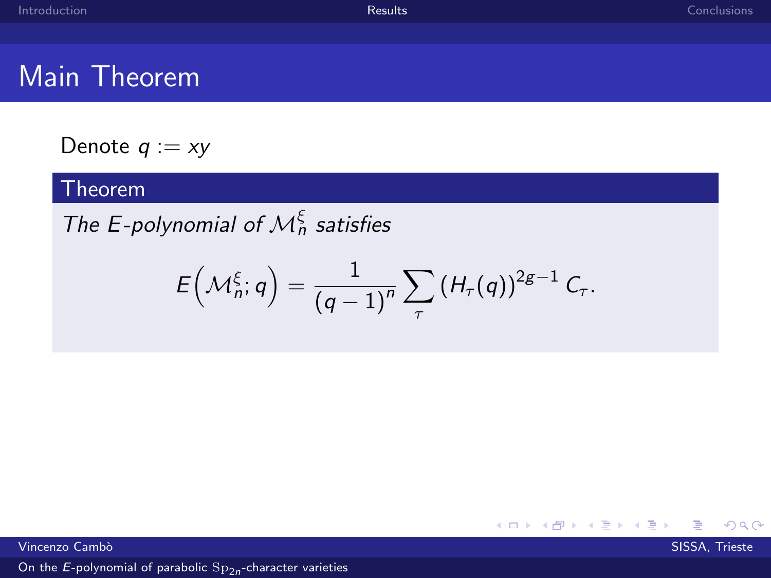## Main Theorem

Denote $q := xy$

**Theorem**

*The E-polynomial of $\mathcal{M}_n^{\xi}$ satisfies*

$$E\left(\mathcal{M}_n^{\xi}; q\right) = \frac{1}{(q-1)^n} \sum_{\tau} \left(H_{\tau}(q)\right)^{2g-1} C_{\tau}.$$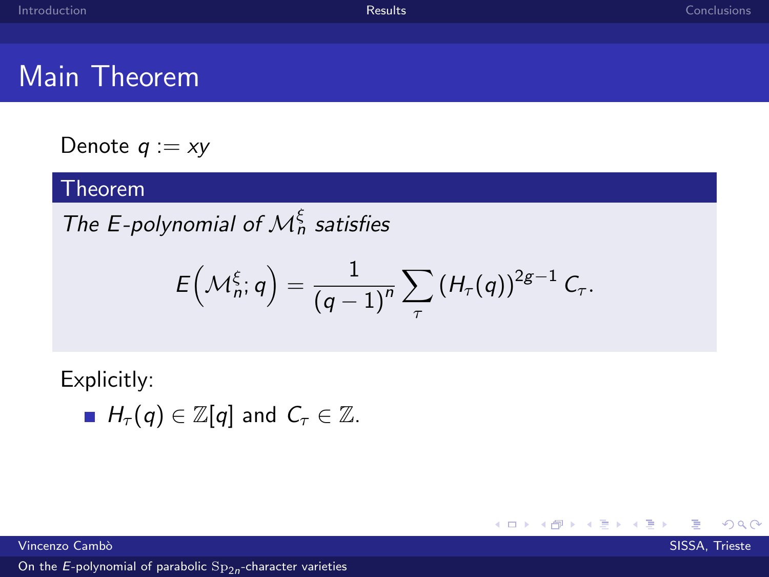# Main Theorem

Denote $q := xy$

**Theorem**

*The E-polynomial of $\mathcal{M}_n^{\xi}$ satisfies*

$$E\left(\mathcal{M}_n^{\xi}; q\right) = \frac{1}{(q-1)^n} \sum_{\tau} \left(H_\tau(q)\right)^{2g-1} C_\tau.$$

Explicitly:

- $H_\tau(q) \in \mathbb{Z}[q]$ and $C_\tau \in \mathbb{Z}$.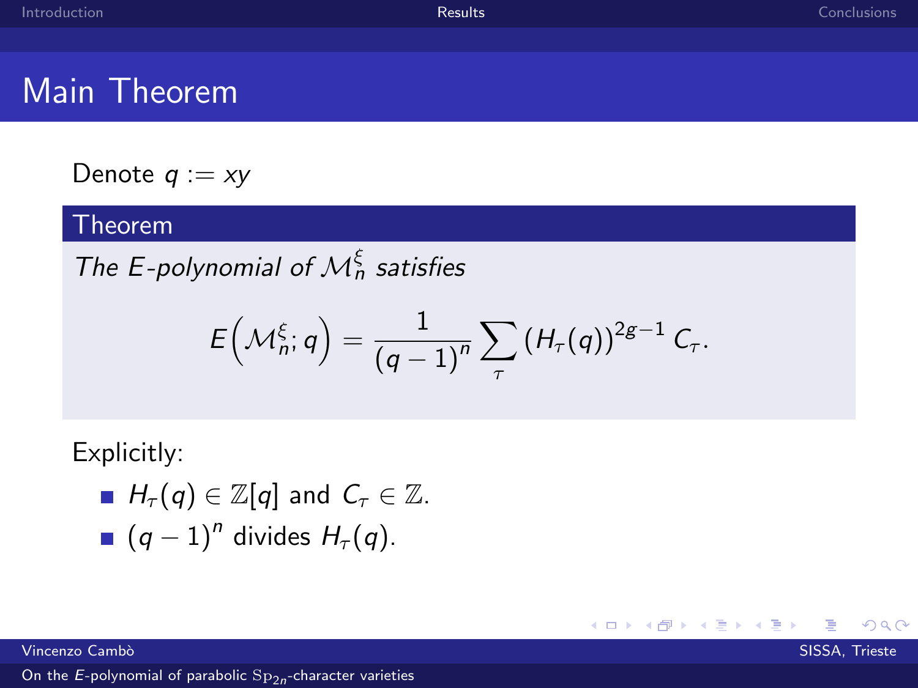# Main Theorem

Denote $q := xy$

**Theorem**

*The $E$-polynomial of $\mathcal{M}_n^{\xi}$ satisfies*

$$E\left(\mathcal{M}_n^{\xi}; q\right) = \frac{1}{(q-1)^n} \sum_{\tau} \left(H_\tau(q)\right)^{2g-1} C_\tau .$$

Explicitly:

- $H_\tau(q) \in \mathbb{Z}[q]$ and $C_\tau \in \mathbb{Z}$.
- $(q-1)^n$ divides $H_\tau(q)$.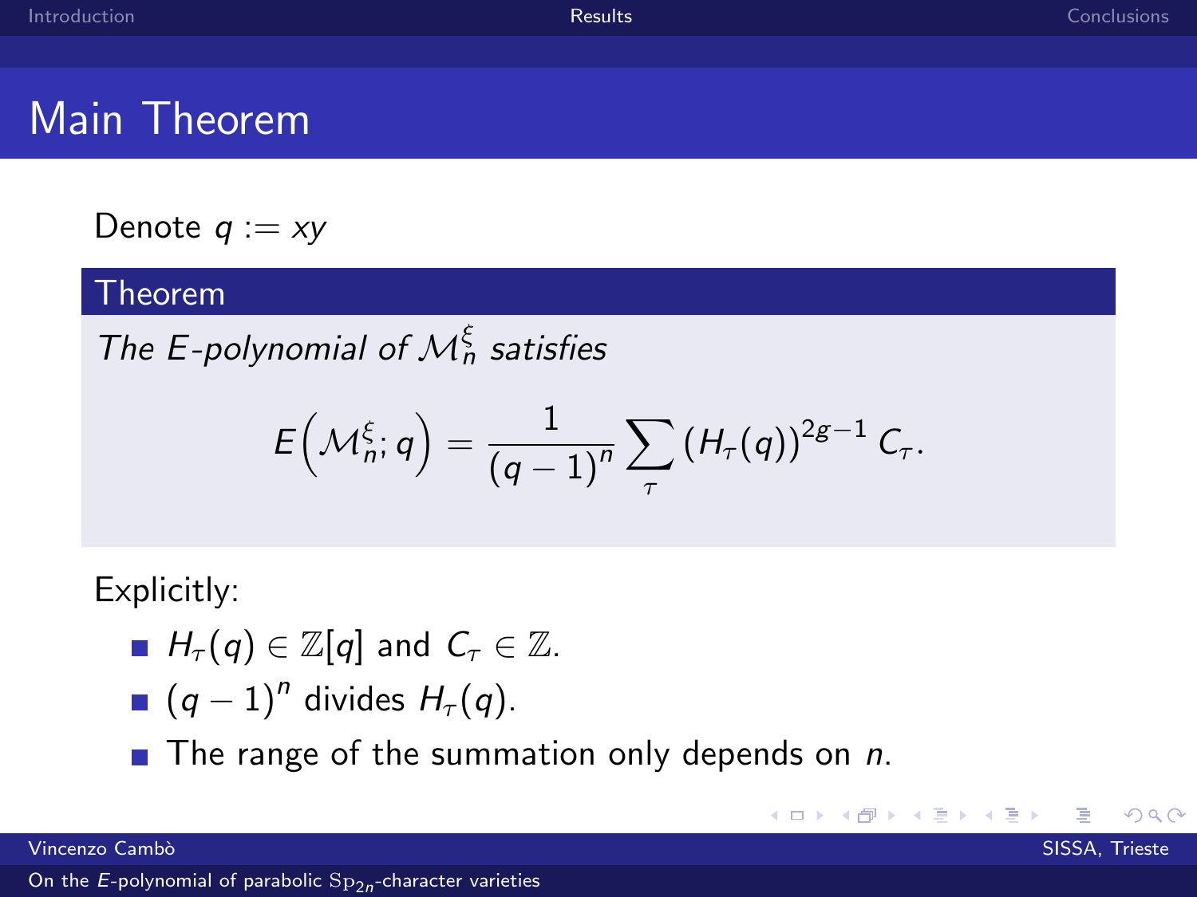# Main Theorem

Denote $q := xy$

**Theorem**

*The E-polynomial of $\mathcal{M}_n^{\xi}$ satisfies*

$$E\left(\mathcal{M}_n^{\xi}; q\right) = \frac{1}{(q-1)^n} \sum_{\tau} \left(H_{\tau}(q)\right)^{2g-1} C_{\tau}.$$

Explicitly:

- $H_{\tau}(q) \in \mathbb{Z}[q]$ and $C_{\tau} \in \mathbb{Z}$.
- $(q-1)^n$ divides $H_{\tau}(q)$.
- The range of the summation only depends on $n$.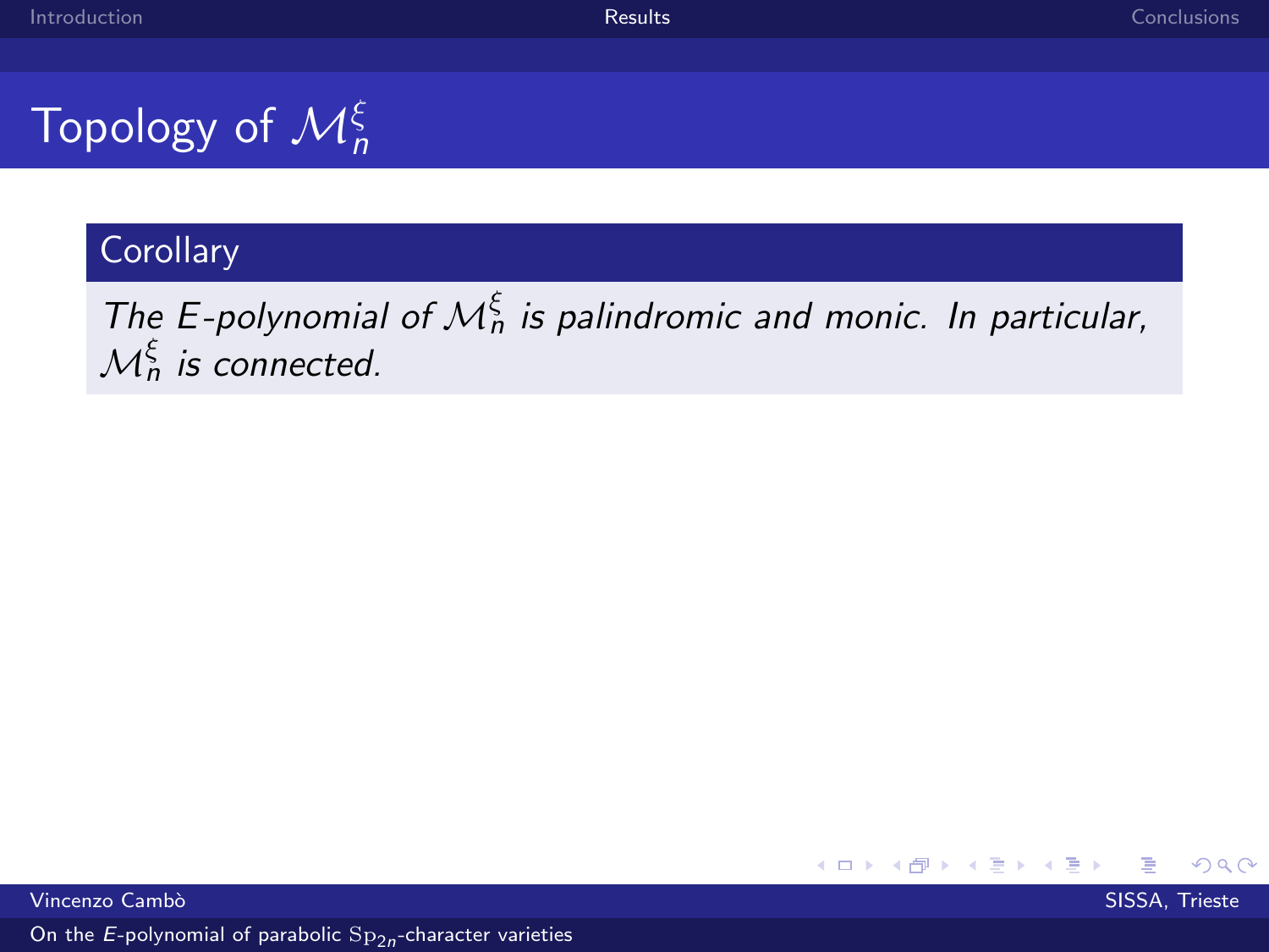# Topology of $\mathcal{M}_n^{\xi}$

**Corollary**

*The $E$-polynomial of $\mathcal{M}_n^{\xi}$ is palindromic and monic. In particular, $\mathcal{M}_n^{\xi}$ is connected.*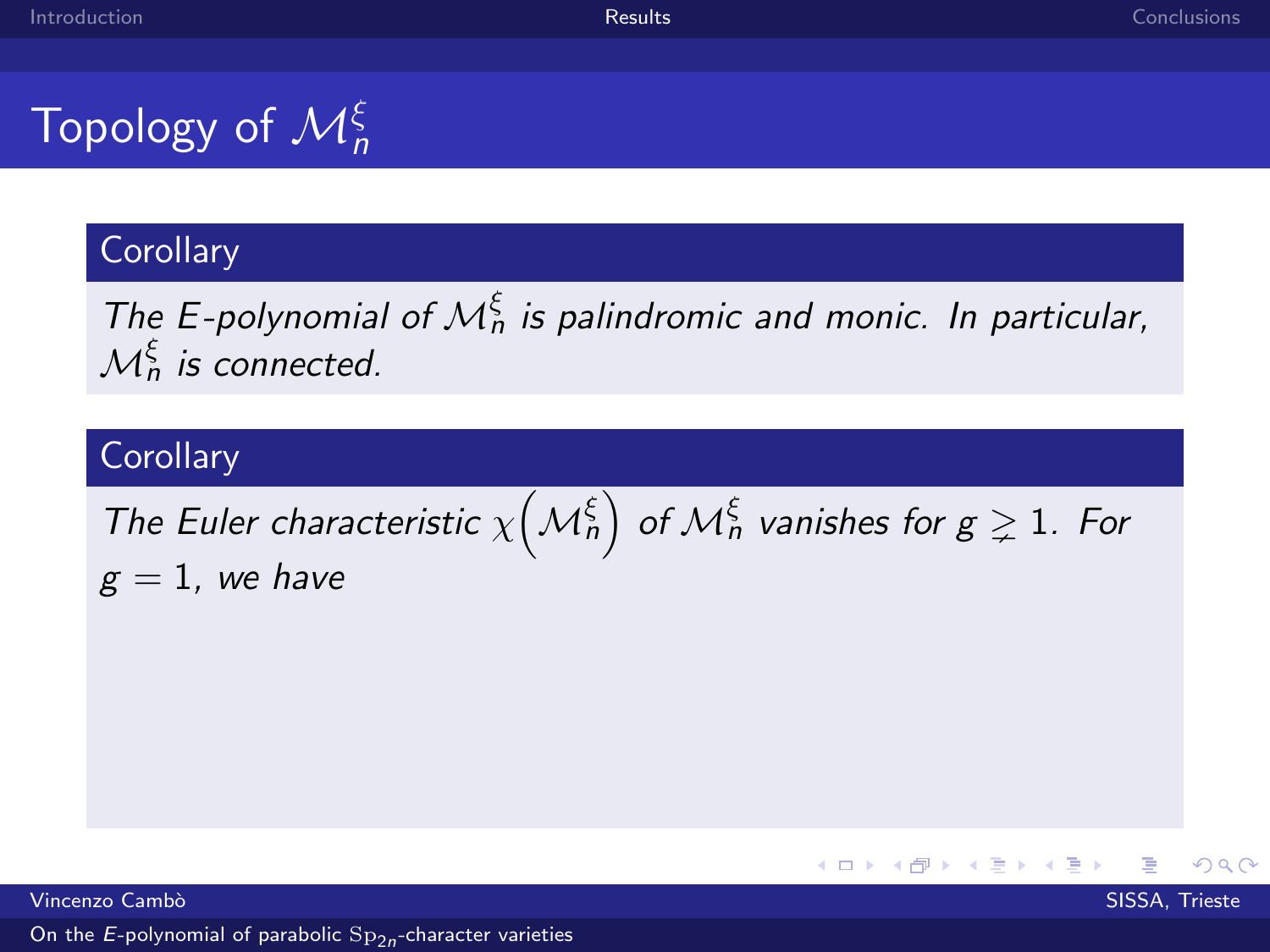# Topology of $\mathcal{M}_n^\xi$

## Corollary

*The E-polynomial of $\mathcal{M}_n^\xi$ is palindromic and monic. In particular, $\mathcal{M}_n^\xi$ is connected.*

## Corollary

*The Euler characteristic $\chi\left(\mathcal{M}_n^\xi\right)$ of $\mathcal{M}_n^\xi$ vanishes for $g \gneq 1$. For $g = 1$, we have*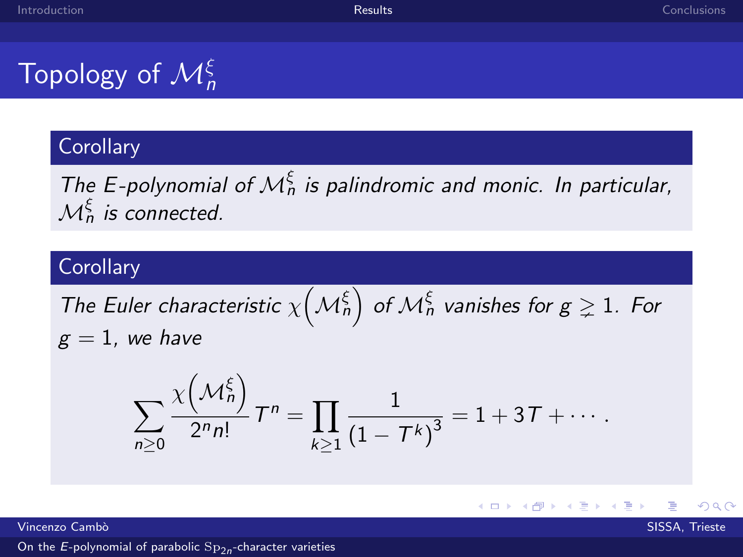# Topology of $\mathcal{M}_n^{\xi}$

**Corollary**

*The E-polynomial of $\mathcal{M}_n^{\xi}$ is palindromic and monic. In particular, $\mathcal{M}_n^{\xi}$ is connected.*

**Corollary**

*The Euler characteristic $\chi\left(\mathcal{M}_n^{\xi}\right)$ of $\mathcal{M}_n^{\xi}$ vanishes for $g \gneq 1$. For $g = 1$, we have*

$$\sum_{n \geq 0} \frac{\chi\left(\mathcal{M}_n^{\xi}\right)}{2^n n!} T^n = \prod_{k \geq 1} \frac{1}{\left(1 - T^k\right)^3} = 1 + 3T + \cdots .$$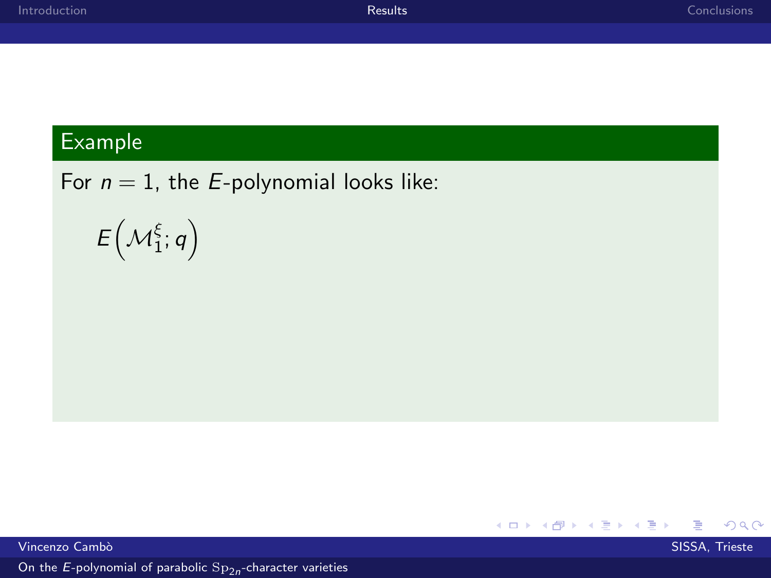## Example

For $n = 1$, the $E$-polynomial looks like:

$$E\left(\mathcal{M}_1^{\xi}; q\right)$$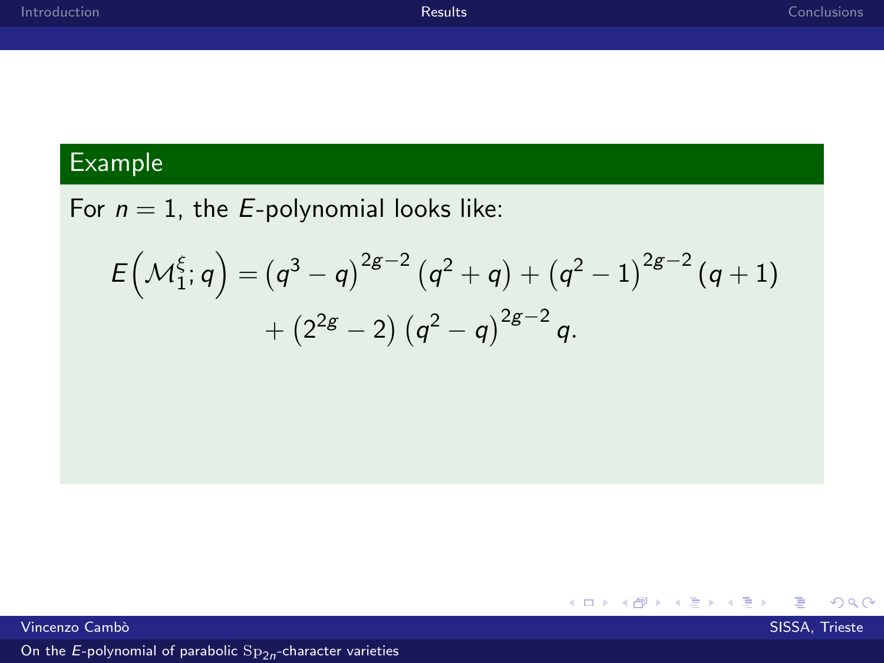### Example

For $n = 1$, the $E$-polynomial looks like:

$$E\left(\mathcal{M}_1^{\xi}; q\right) = \left(q^3 - q\right)^{2g-2}\left(q^2 + q\right) + \left(q^2 - 1\right)^{2g-2}(q+1)$$
$$+ \left(2^{2g} - 2\right)\left(q^2 - q\right)^{2g-2} q.$$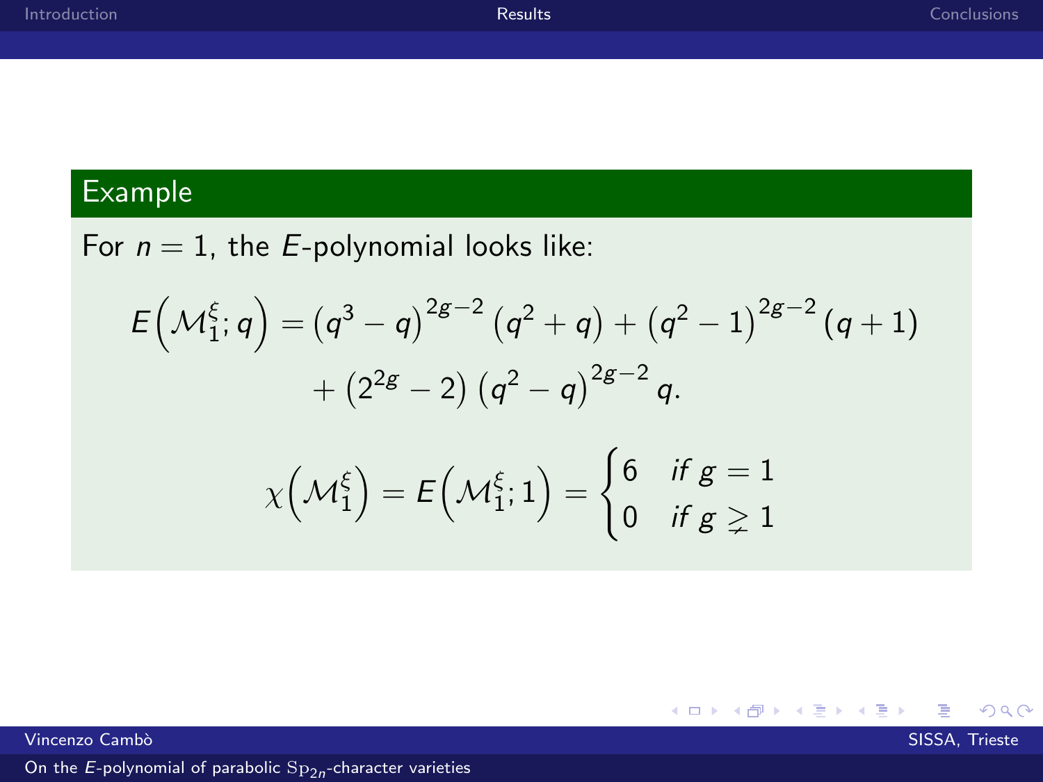### Example

For $n = 1$, the $E$-polynomial looks like:

$$E\left(\mathcal{M}_1^{\xi}; q\right) = \left(q^3 - q\right)^{2g-2}\left(q^2 + q\right) + \left(q^2 - 1\right)^{2g-2}(q+1)$$
$$+ \left(2^{2g} - 2\right)\left(q^2 - q\right)^{2g-2} q.$$

$$\chi\left(\mathcal{M}_1^{\xi}\right) = E\left(\mathcal{M}_1^{\xi}; 1\right) = \begin{cases} 6 & \text{if } g = 1 \\ 0 & \text{if } g \gneq 1 \end{cases}$$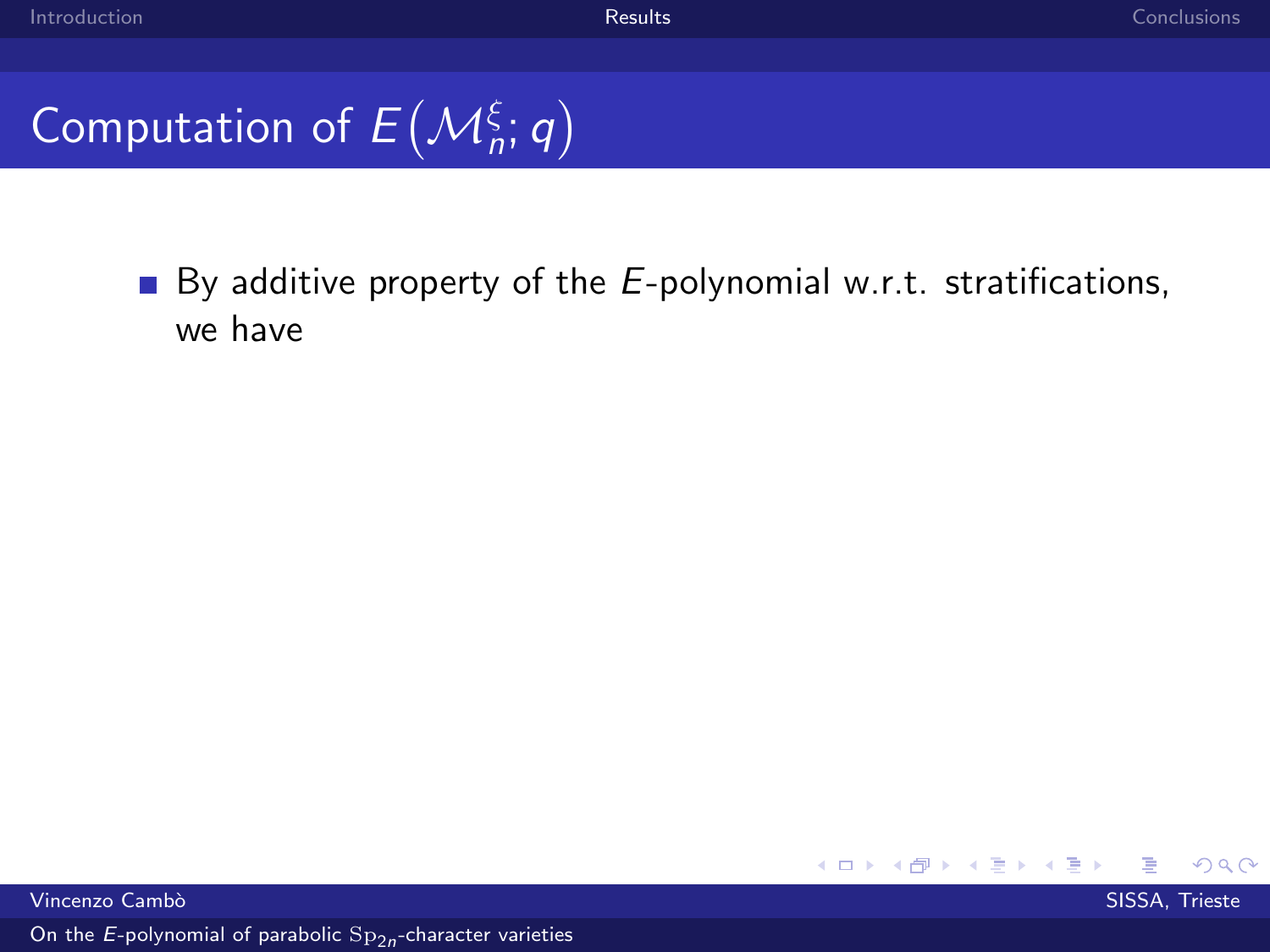# Computation of $E\left(\mathcal{M}_n^{\xi}; q\right)$

- By additive property of the $E$-polynomial w.r.t. stratifications, we have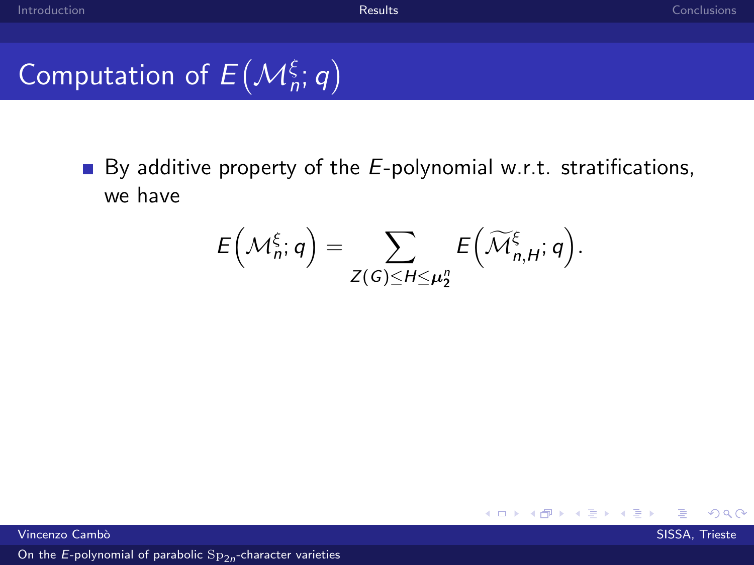## Computation of $E\left(\mathcal{M}_n^{\xi}; q\right)$

- By additive property of the $E$-polynomial w.r.t. stratifications, we have

$$E\left(\mathcal{M}_n^{\xi}; q\right) = \sum_{Z(G) \leq H \leq \boldsymbol{\mu}_2^n} E\left(\widetilde{\mathcal{M}}_{n,H}^{\xi}; q\right).$$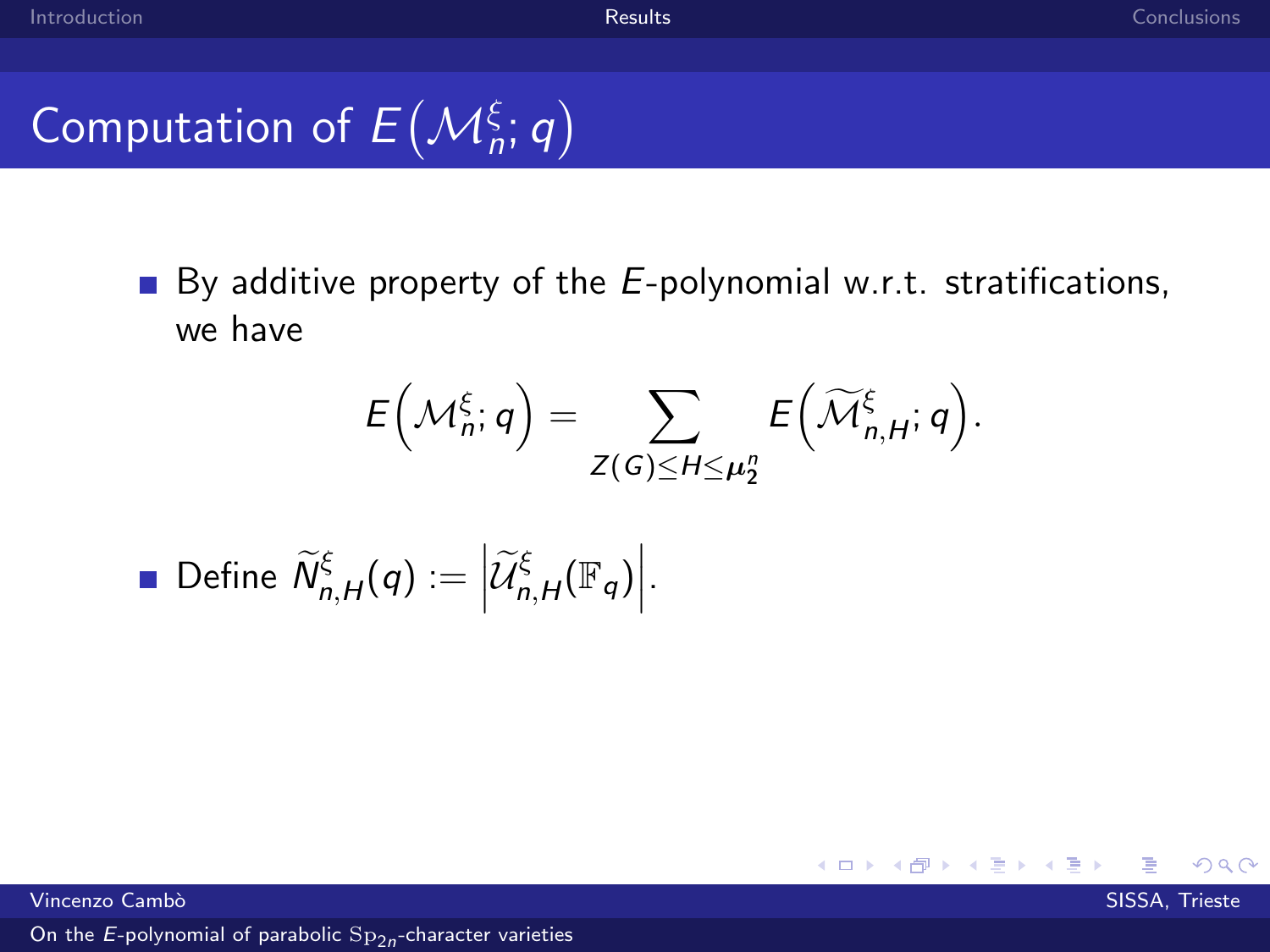# Computation of $E\left(\mathcal{M}_n^{\xi}; q\right)$

- By additive property of the $E$-polynomial w.r.t. stratifications, we have

$$E\left(\mathcal{M}_n^{\xi}; q\right) = \sum_{Z(G) \leq H \leq \boldsymbol{\mu}_2^n} E\left(\widetilde{\mathcal{M}}_{n,H}^{\xi}; q\right).$$

- Define $\widetilde{N}_{n,H}^{\xi}(q) := \left|\widetilde{\mathcal{U}}_{n,H}^{\xi}(\mathbb{F}_q)\right|$.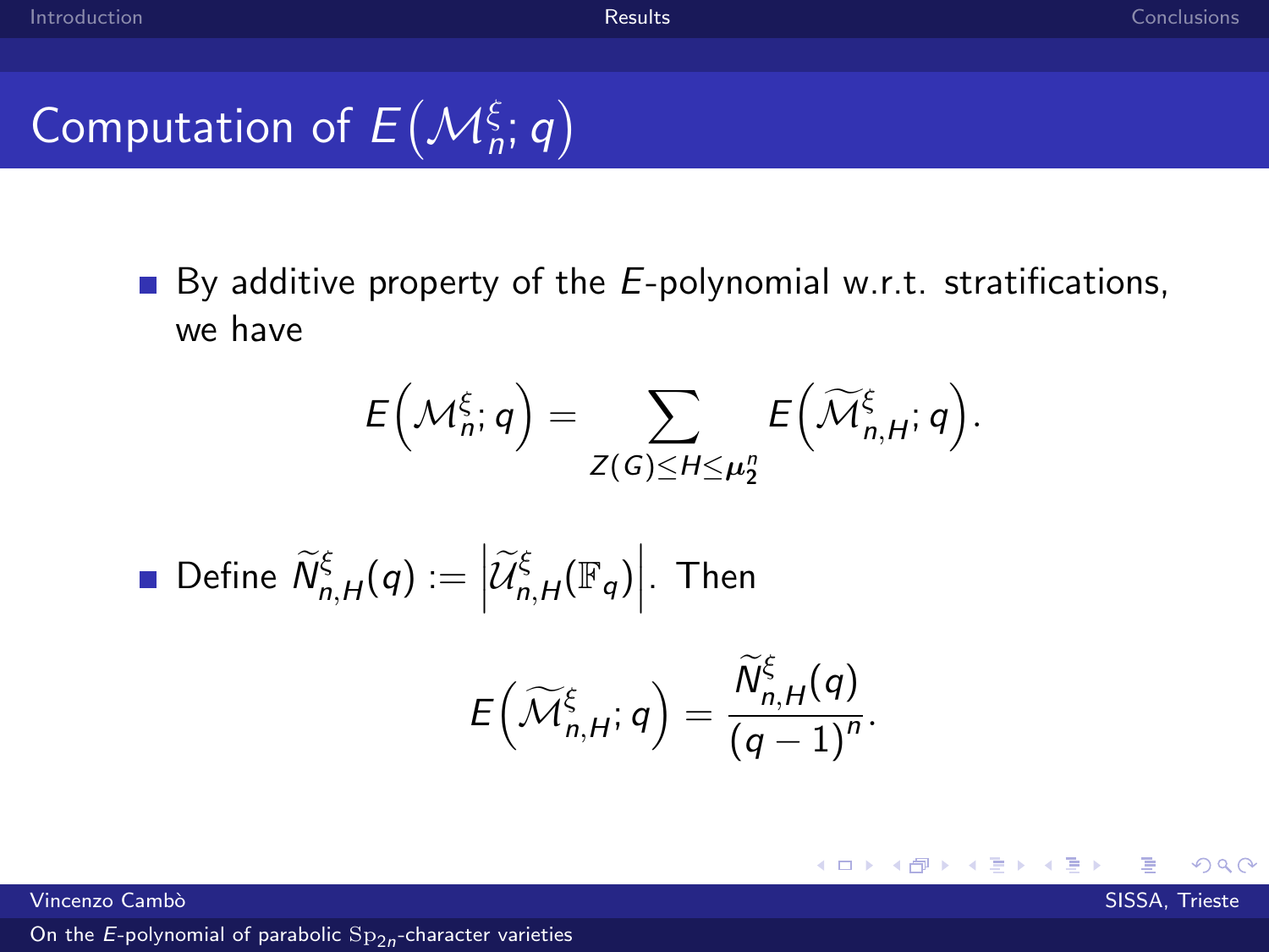# Computation of $E\left(\mathcal{M}_n^{\xi}; q\right)$

- By additive property of the $E$-polynomial w.r.t. stratifications, we have

$$E\left(\mathcal{M}_n^{\xi}; q\right) = \sum_{Z(G) \leq H \leq \boldsymbol{\mu}_2^n} E\left(\widetilde{\mathcal{M}}_{n,H}^{\xi}; q\right).$$

- Define $\widetilde{N}_{n,H}^{\xi}(q) := \left|\widetilde{\mathcal{U}}_{n,H}^{\xi}(\mathbb{F}_q)\right|$. Then

$$E\left(\widetilde{\mathcal{M}}_{n,H}^{\xi}; q\right) = \frac{\widetilde{N}_{n,H}^{\xi}(q)}{(q-1)^n}.$$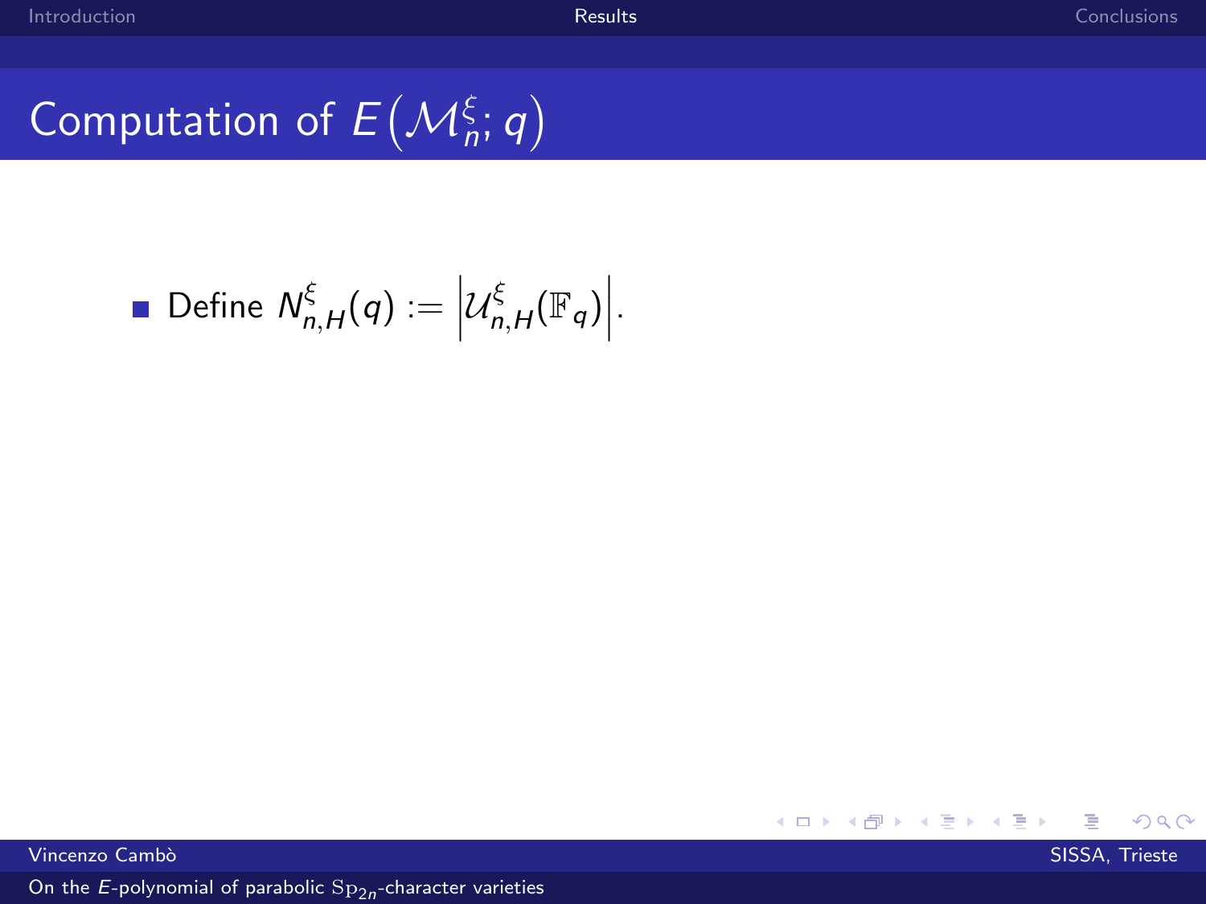# Computation of $E\left(\mathcal{M}_n^{\xi}; q\right)$

- Define $N_{n,H}^{\xi}(q) := \left|\mathcal{U}_{n,H}^{\xi}(\mathbb{F}_q)\right|$.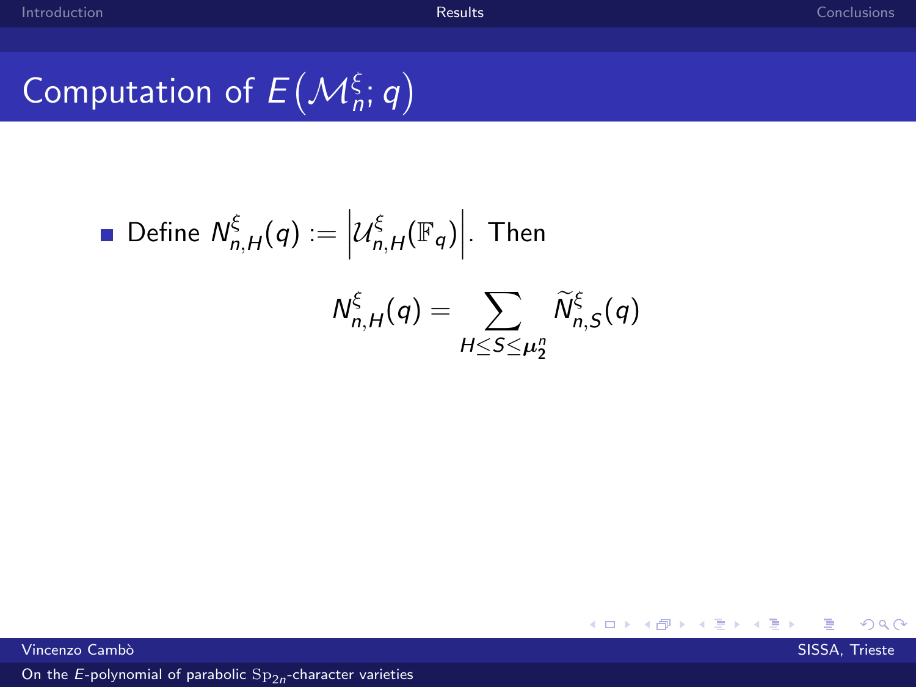# Computation of $E\left(\mathcal{M}_n^\xi; q\right)$

- Define $N^{\xi}_{n,H}(q) := \left|\mathcal{U}^{\xi}_{n,H}(\mathbb{F}_q)\right|$. Then

$$N^{\xi}_{n,H}(q) = \sum_{H \leq S \leq \boldsymbol{\mu}_2^n} \widetilde{N}^{\xi}_{n,S}(q)$$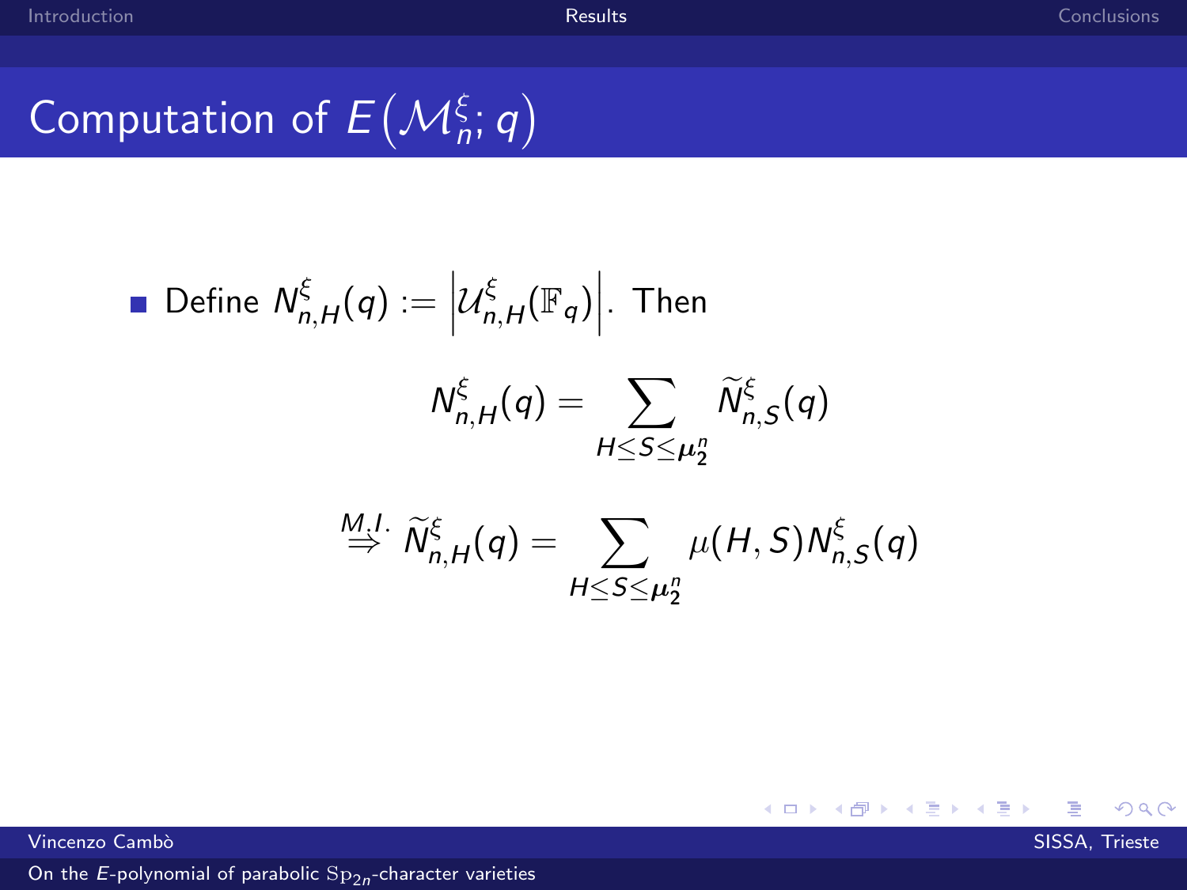# Computation of $E\left(\mathcal{M}_n^{\xi}; q\right)$

- Define $N_{n,H}^{\xi}(q) := \left|\mathcal{U}_{n,H}^{\xi}(\mathbb{F}_q)\right|$. Then

$$N_{n,H}^{\xi}(q) = \sum_{H \leq S \leq \boldsymbol{\mu}_2^n} \widetilde{N}_{n,S}^{\xi}(q)$$

$$\overset{M.I.}{\Rightarrow} \widetilde{N}_{n,H}^{\xi}(q) = \sum_{H \leq S \leq \boldsymbol{\mu}_2^n} \mu(H, S) N_{n,S}^{\xi}(q)$$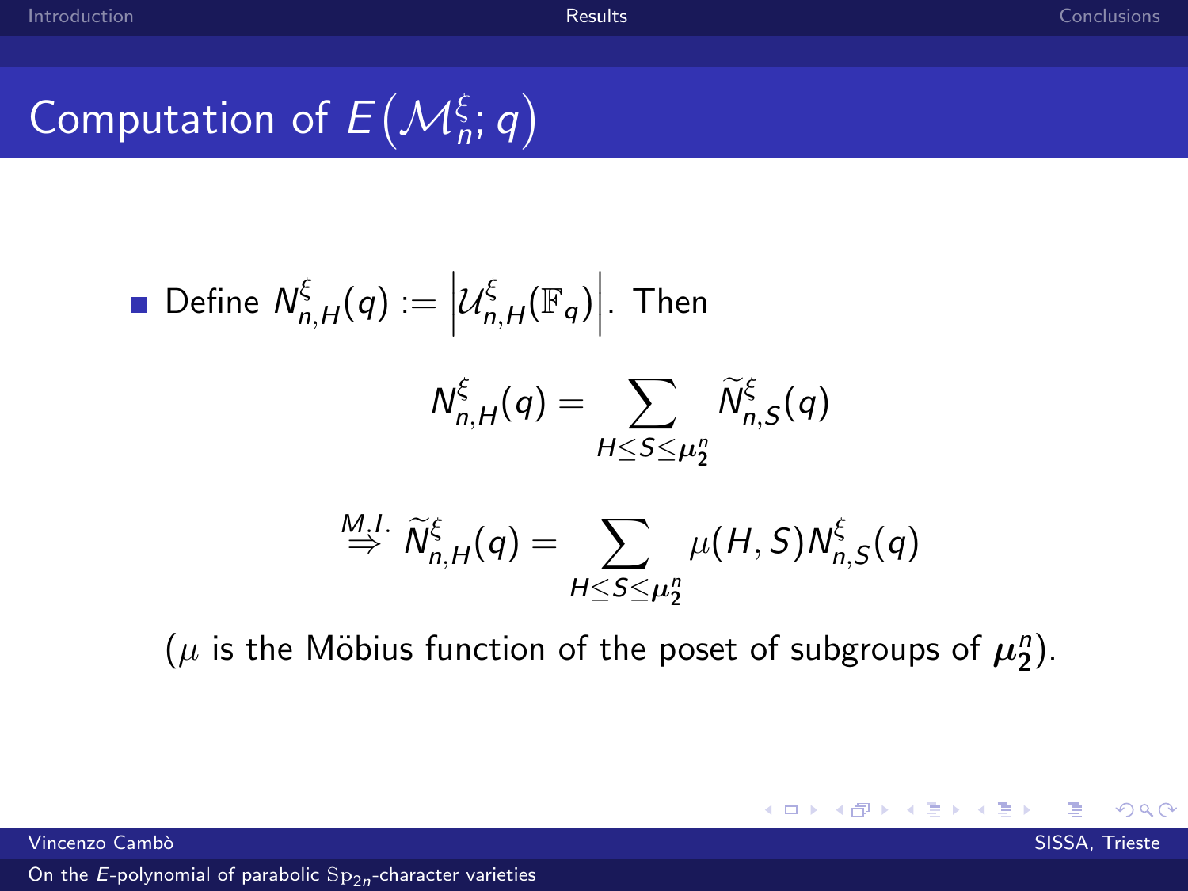## Computation of $E\left(\mathcal{M}_n^{\xi}; q\right)$

- Define $N_{n,H}^{\xi}(q) := \left|\mathcal{U}_{n,H}^{\xi}(\mathbb{F}_q)\right|$. Then

$$N_{n,H}^{\xi}(q) = \sum_{H \leq S \leq \boldsymbol{\mu}_2^n} \widetilde{N}_{n,S}^{\xi}(q)$$

$$\overset{M.I.}{\Rightarrow} \widetilde{N}_{n,H}^{\xi}(q) = \sum_{H \leq S \leq \boldsymbol{\mu}_2^n} \mu(H,S) N_{n,S}^{\xi}(q)$$

($\mu$ is the Möbius function of the poset of subgroups of $\boldsymbol{\mu}_2^n$).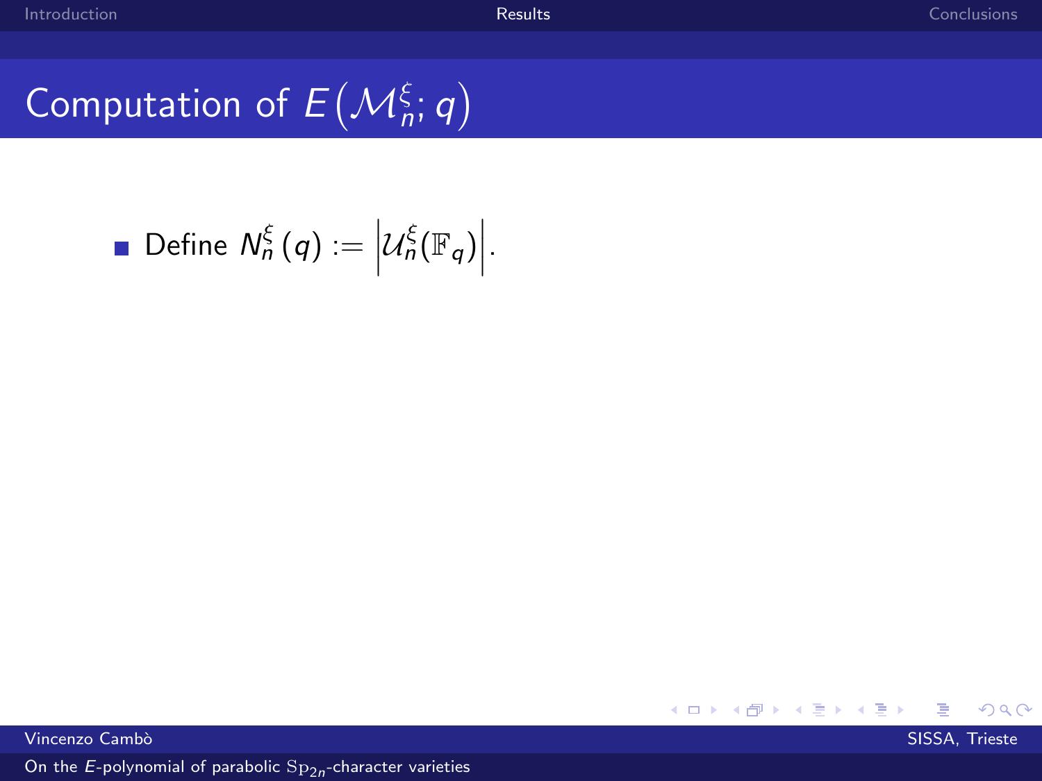# Computation of $E\left(\mathcal{M}_n^{\xi}; q\right)$

- Define $N_n^{\xi}(q) := \left|\mathcal{U}_n^{\xi}(\mathbb{F}_q)\right|$.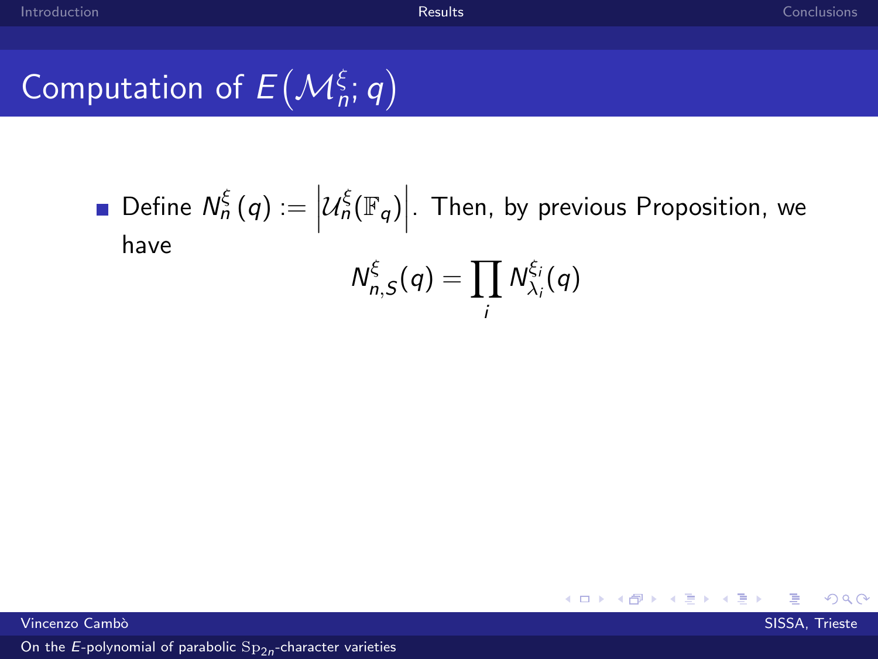# Computation of $E\left(\mathcal{M}_n^{\xi}; q\right)$

- Define $N_n^{\xi}(q) := \left|\mathcal{U}_n^{\xi}(\mathbb{F}_q)\right|$. Then, by previous Proposition, we have

$$N_{n,S}^{\xi}(q) = \prod_i N_{\lambda_i}^{\xi_i}(q)$$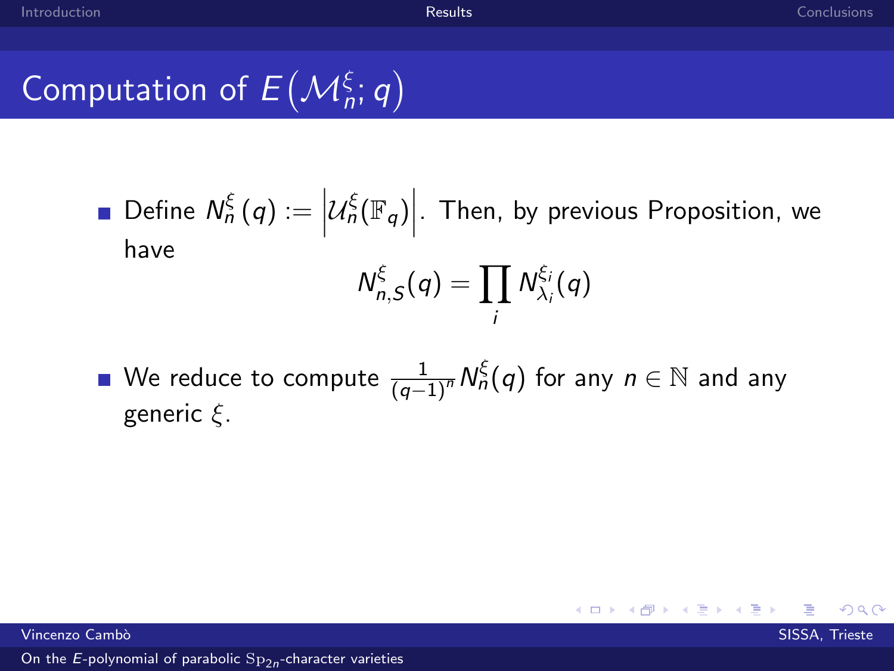# Computation of $E\left(\mathcal{M}_n^{\xi}; q\right)$

- Define $N_n^{\xi}(q) := \left|\mathcal{U}_n^{\xi}(\mathbb{F}_q)\right|$. Then, by previous Proposition, we have

$$N_{n,S}^{\xi}(q) = \prod_i N_{\lambda_i}^{\xi_i}(q)$$

- We reduce to compute $\frac{1}{(q-1)^n} N_n^{\xi}(q)$ for any $n \in \mathbb{N}$ and any generic $\xi$.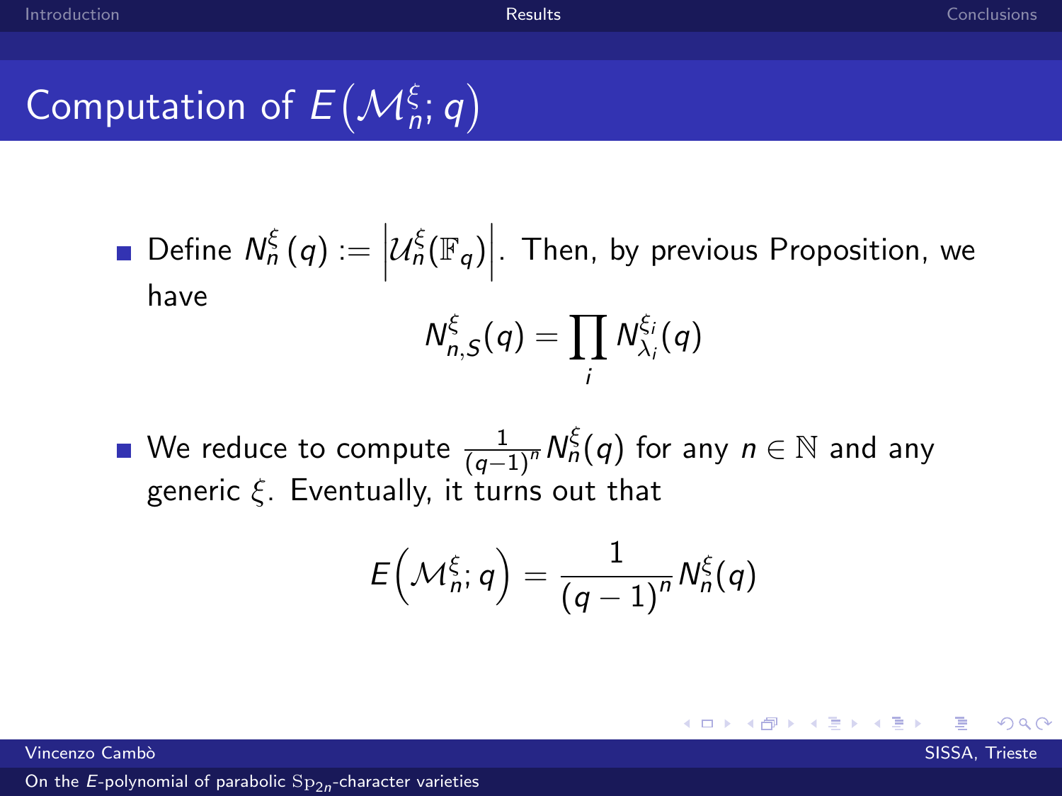# Computation of $E\left(\mathcal{M}_n^{\xi}; q\right)$

- Define $N_n^{\xi}(q) := \left|\mathcal{U}_n^{\xi}(\mathbb{F}_q)\right|$. Then, by previous Proposition, we have

$$N_{n,S}^{\xi}(q) = \prod_i N_{\lambda_i}^{\xi_i}(q)$$

- We reduce to compute $\frac{1}{(q-1)^n} N_n^{\xi}(q)$ for any $n \in \mathbb{N}$ and any generic $\xi$. Eventually, it turns out that

$$E\left(\mathcal{M}_n^{\xi}; q\right) = \frac{1}{(q-1)^n} N_n^{\xi}(q)$$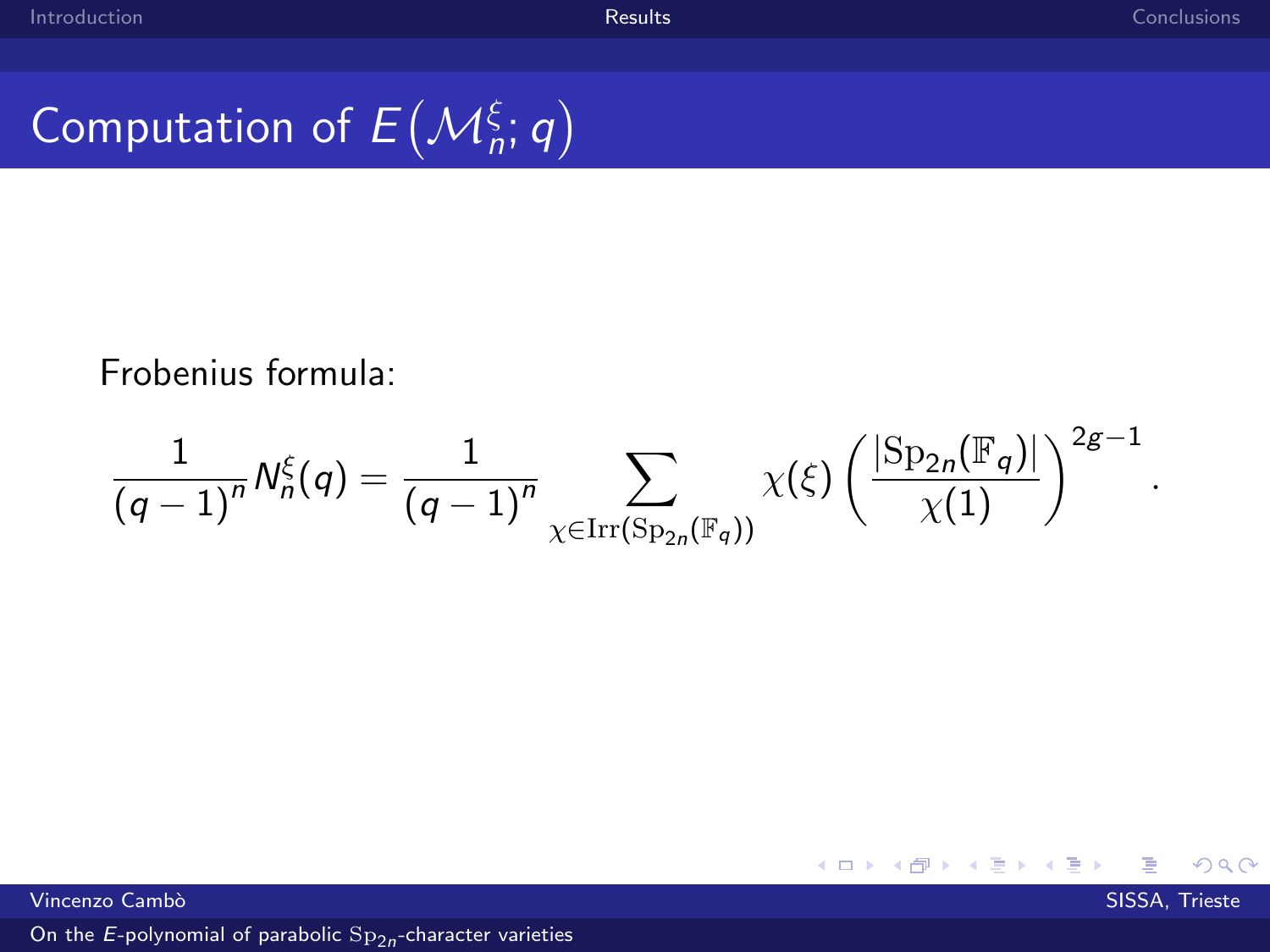# Computation of $E\left(\mathcal{M}_n^{\xi}; q\right)$

Frobenius formula:

$$\frac{1}{(q-1)^n} N_n^{\xi}(q) = \frac{1}{(q-1)^n} \sum_{\chi \in \mathrm{Irr}(\mathrm{Sp}_{2n}(\mathbb{F}_q))} \chi(\xi) \left( \frac{|\mathrm{Sp}_{2n}(\mathbb{F}_q)|}{\chi(1)} \right)^{2g-1} .$$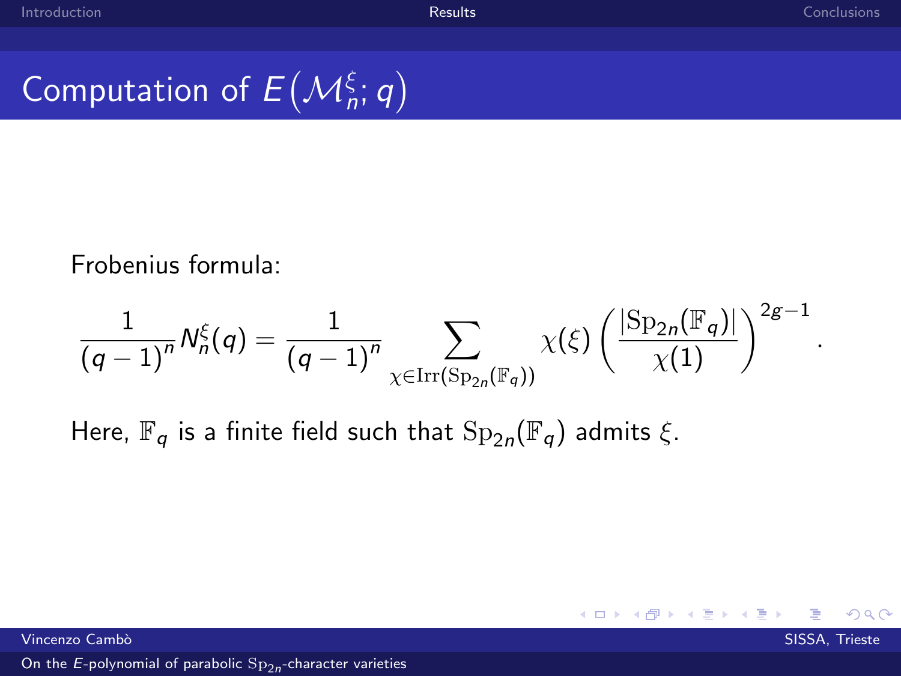# Computation of $E\left(\mathcal{M}_n^{\xi}; q\right)$

Frobenius formula:

$$\frac{1}{(q-1)^n} N_n^{\xi}(q) = \frac{1}{(q-1)^n} \sum_{\chi \in \mathrm{Irr}(\mathrm{Sp}_{2n}(\mathbb{F}_q))} \chi(\xi) \left( \frac{|\mathrm{Sp}_{2n}(\mathbb{F}_q)|}{\chi(1)} \right)^{2g-1}.$$

Here, $\mathbb{F}_q$ is a finite field such that $\mathrm{Sp}_{2n}(\mathbb{F}_q)$ admits $\xi$.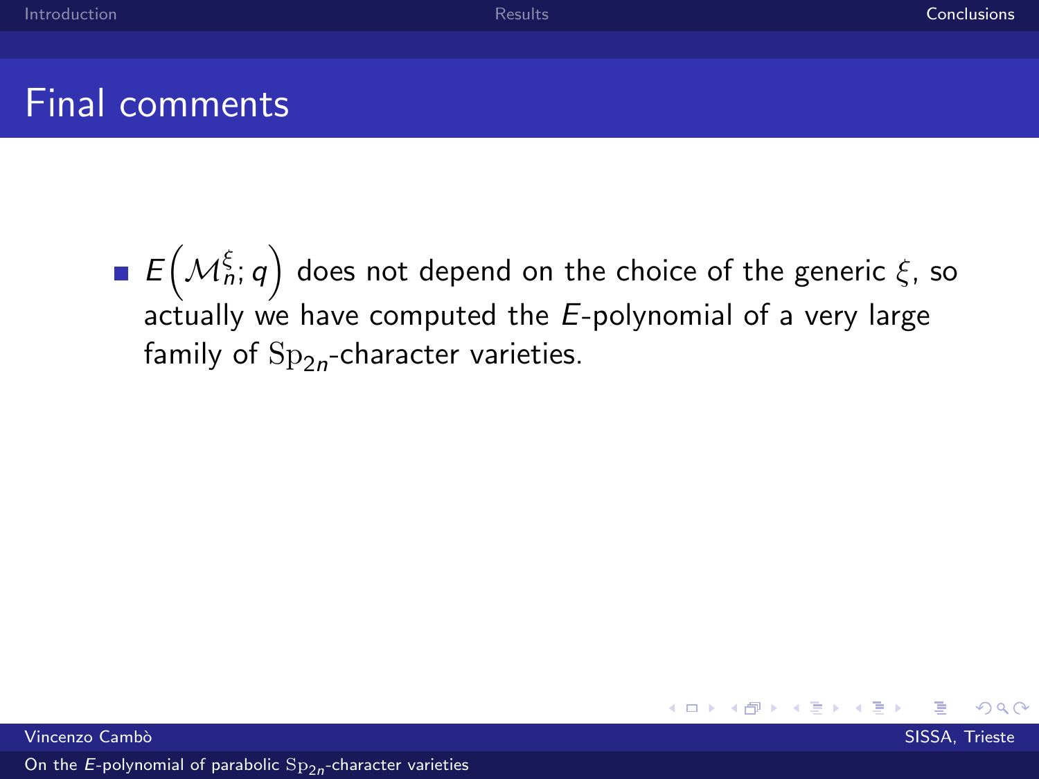## Final comments

- $E\left(\mathcal{M}_n^{\xi}; q\right)$ does not depend on the choice of the generic $\xi$, so actually we have computed the $E$-polynomial of a very large family of $\mathrm{Sp}_{2n}$-character varieties.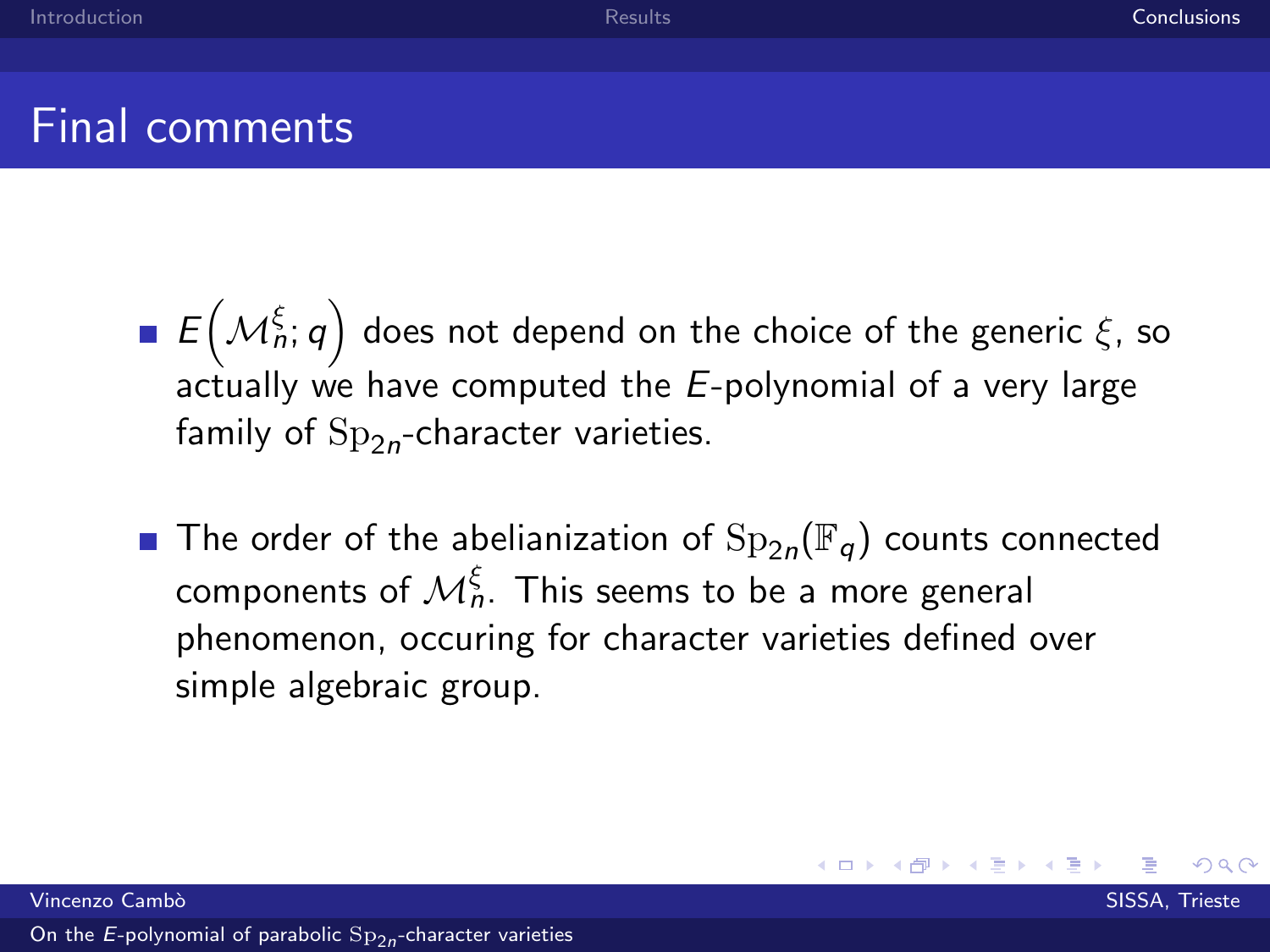# Final comments

- $E\left(\mathcal{M}_n^{\xi}; q\right)$ does not depend on the choice of the generic $\xi$, so actually we have computed the $E$-polynomial of a very large family of $\mathrm{Sp}_{2n}$-character varieties.

- The order of the abelianization of $\mathrm{Sp}_{2n}(\mathbb{F}_q)$ counts connected components of $\mathcal{M}_n^{\xi}$. This seems to be a more general phenomenon, occuring for character varieties defined over simple algebraic group.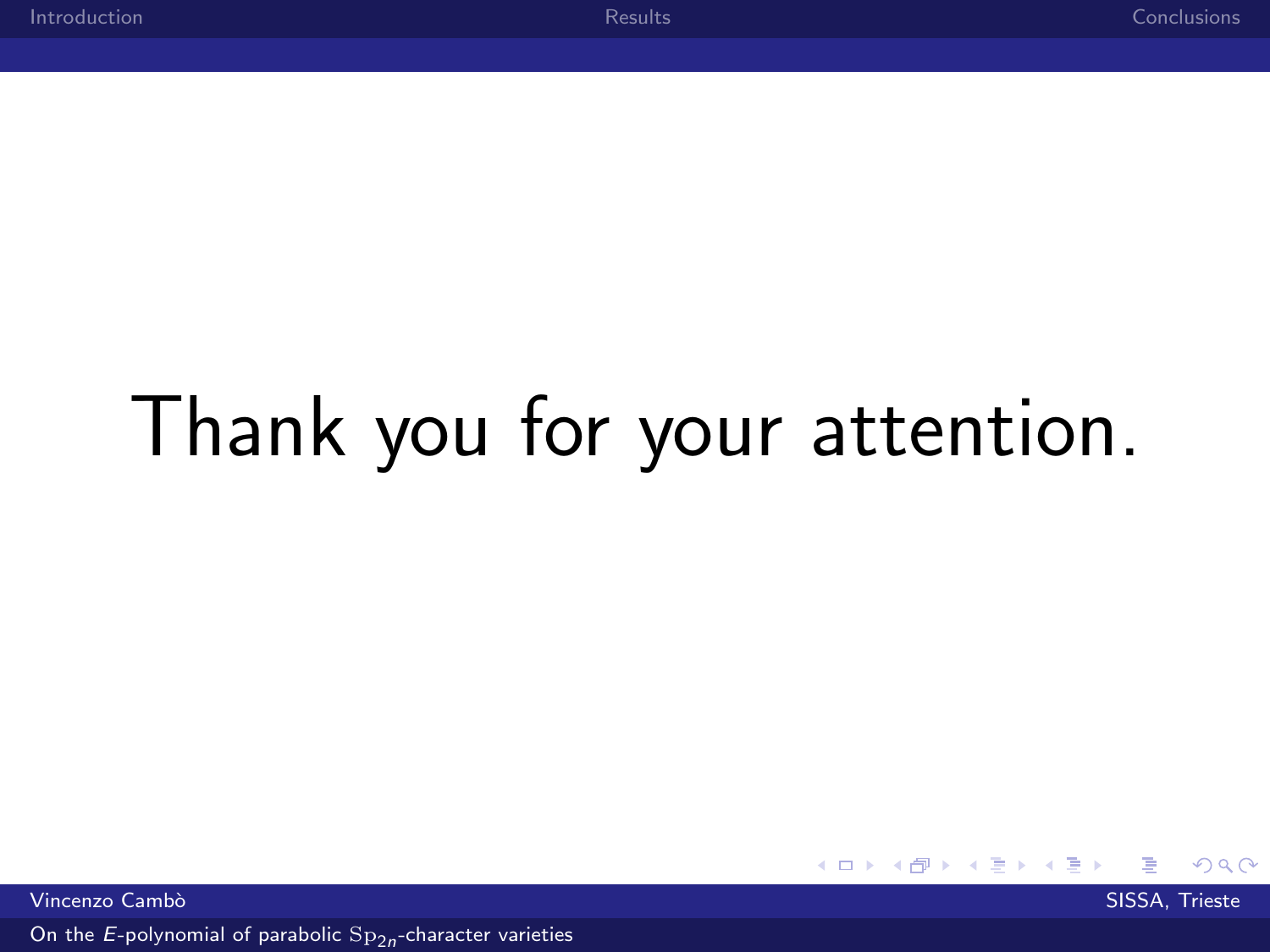Thank you for your attention.